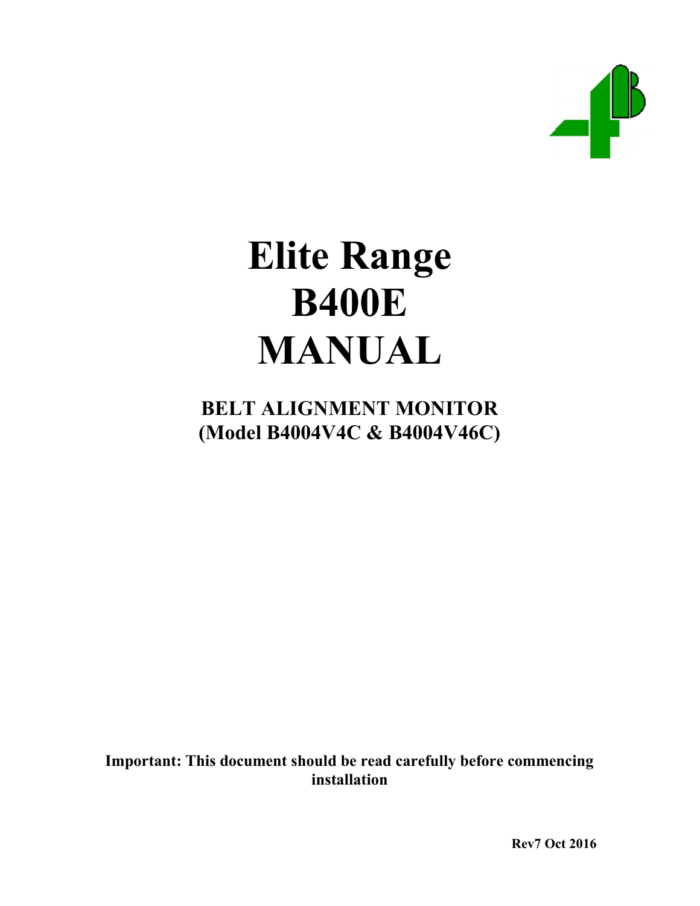# Elite Range
# B400E
# MANUAL

## BELT ALIGNMENT MONITOR
## (Model B4004V4C & B4004V46C)

**Important: This document should be read carefully before commencing installation**

**Rev7 Oct 2016**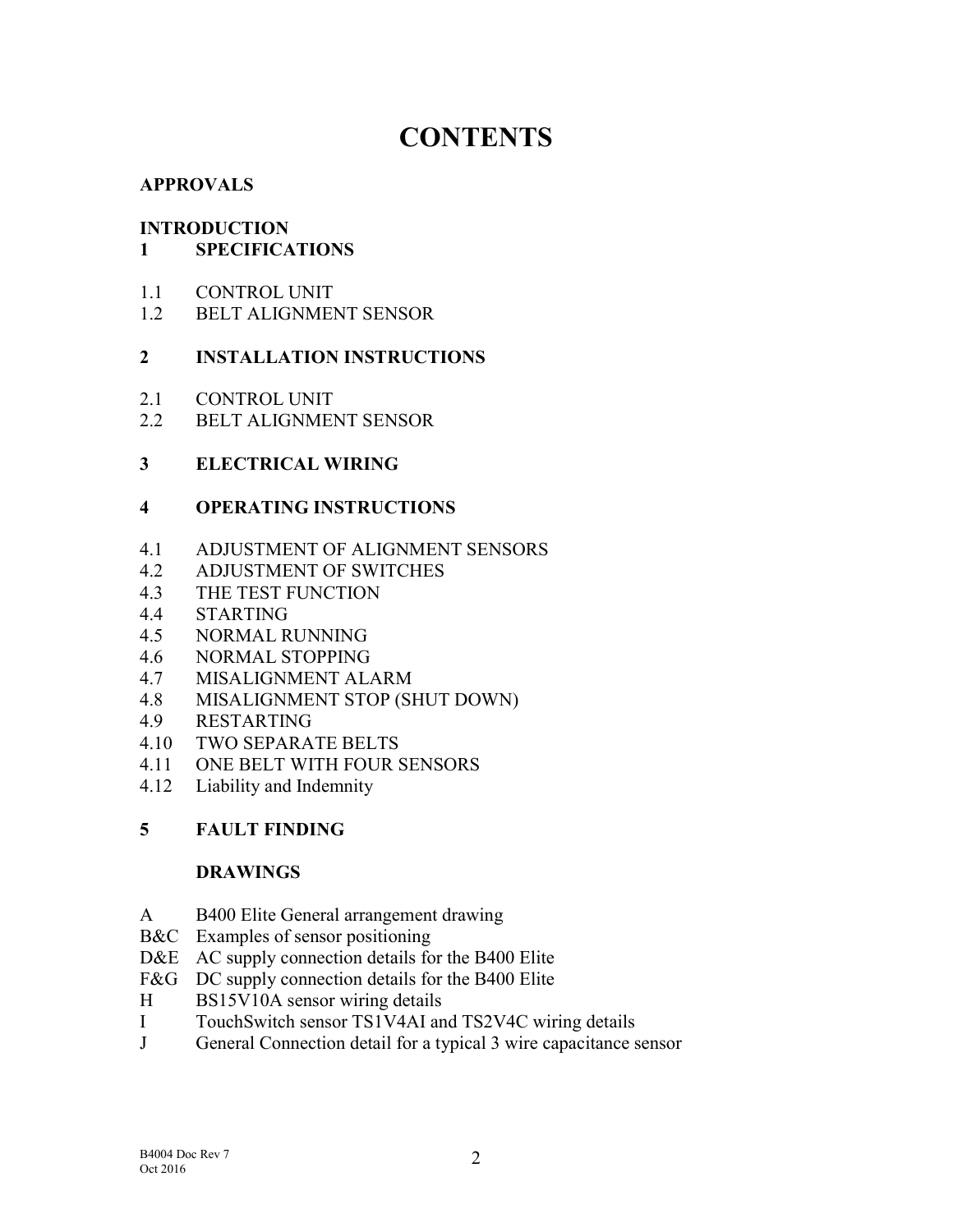# CONTENTS

**APPROVALS**

**INTRODUCTION**

**1 SPECIFICATIONS**

1.1 CONTROL UNIT
1.2 BELT ALIGNMENT SENSOR

**2 INSTALLATION INSTRUCTIONS**

2.1 CONTROL UNIT
2.2 BELT ALIGNMENT SENSOR

**3 ELECTRICAL WIRING**

**4 OPERATING INSTRUCTIONS**

4.1 ADJUSTMENT OF ALIGNMENT SENSORS
4.2 ADJUSTMENT OF SWITCHES
4.3 THE TEST FUNCTION
4.4 STARTING
4.5 NORMAL RUNNING
4.6 NORMAL STOPPING
4.7 MISALIGNMENT ALARM
4.8 MISALIGNMENT STOP (SHUT DOWN)
4.9 RESTARTING
4.10 TWO SEPARATE BELTS
4.11 ONE BELT WITH FOUR SENSORS
4.12 Liability and Indemnity

**5 FAULT FINDING**

**DRAWINGS**

A B400 Elite General arrangement drawing
B&C Examples of sensor positioning
D&E AC supply connection details for the B400 Elite
F&G DC supply connection details for the B400 Elite
H BS15V10A sensor wiring details
I TouchSwitch sensor TS1V4AI and TS2V4C wiring details
J General Connection detail for a typical 3 wire capacitance sensor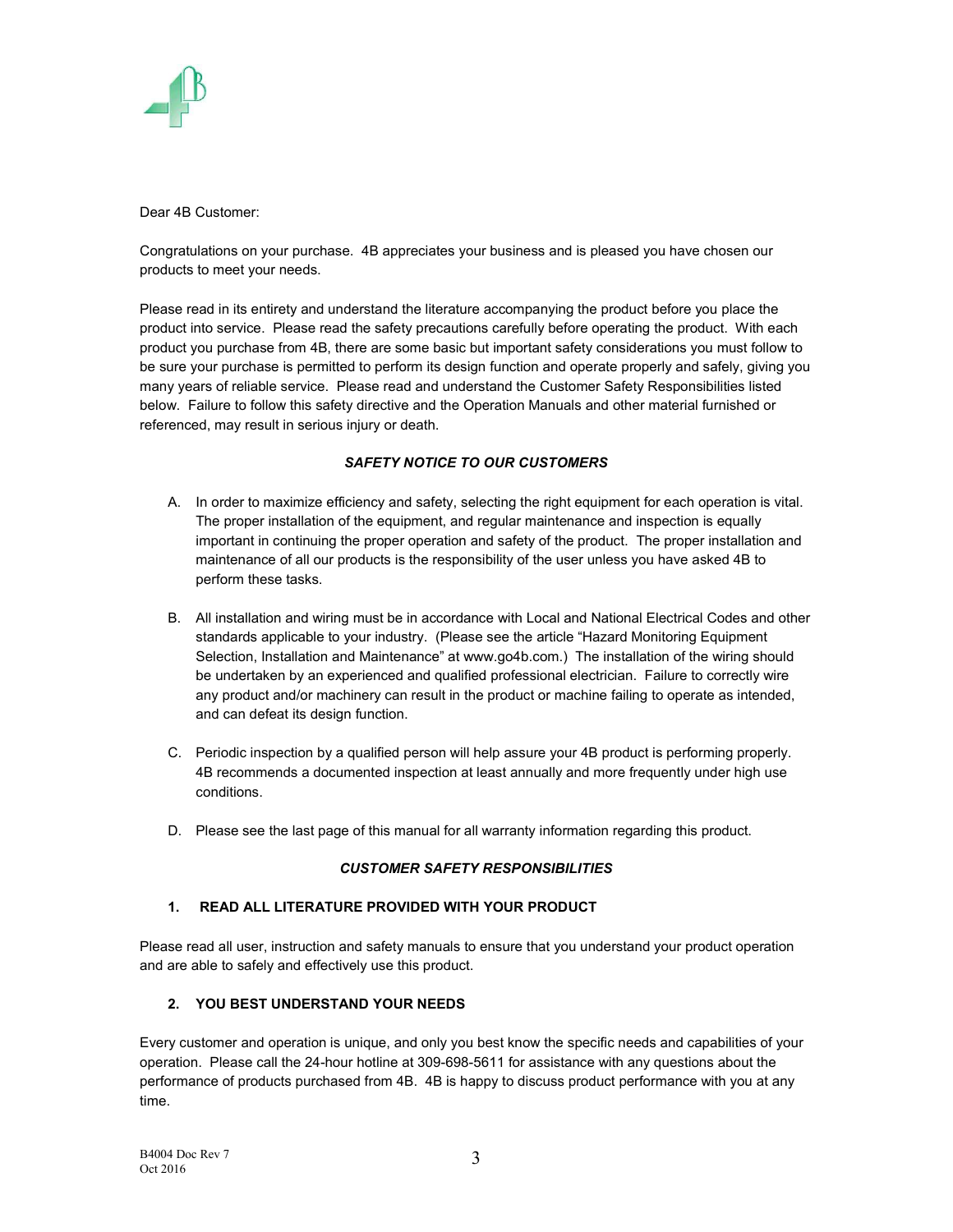Dear 4B Customer:

Congratulations on your purchase. 4B appreciates your business and is pleased you have chosen our products to meet your needs.

Please read in its entirety and understand the literature accompanying the product before you place the product into service. Please read the safety precautions carefully before operating the product. With each product you purchase from 4B, there are some basic but important safety considerations you must follow to be sure your purchase is permitted to perform its design function and operate properly and safely, giving you many years of reliable service. Please read and understand the Customer Safety Responsibilities listed below. Failure to follow this safety directive and the Operation Manuals and other material furnished or referenced, may result in serious injury or death.

### *SAFETY NOTICE TO OUR CUSTOMERS*

A. In order to maximize efficiency and safety, selecting the right equipment for each operation is vital. The proper installation of the equipment, and regular maintenance and inspection is equally important in continuing the proper operation and safety of the product. The proper installation and maintenance of all our products is the responsibility of the user unless you have asked 4B to perform these tasks.

B. All installation and wiring must be in accordance with Local and National Electrical Codes and other standards applicable to your industry. (Please see the article "Hazard Monitoring Equipment Selection, Installation and Maintenance" at www.go4b.com.) The installation of the wiring should be undertaken by an experienced and qualified professional electrician. Failure to correctly wire any product and/or machinery can result in the product or machine failing to operate as intended, and can defeat its design function.

C. Periodic inspection by a qualified person will help assure your 4B product is performing properly. 4B recommends a documented inspection at least annually and more frequently under high use conditions.

D. Please see the last page of this manual for all warranty information regarding this product.

### *CUSTOMER SAFETY RESPONSIBILITIES*

#### 1. READ ALL LITERATURE PROVIDED WITH YOUR PRODUCT

Please read all user, instruction and safety manuals to ensure that you understand your product operation and are able to safely and effectively use this product.

#### 2. YOU BEST UNDERSTAND YOUR NEEDS

Every customer and operation is unique, and only you best know the specific needs and capabilities of your operation. Please call the 24-hour hotline at 309-698-5611 for assistance with any questions about the performance of products purchased from 4B. 4B is happy to discuss product performance with you at any time.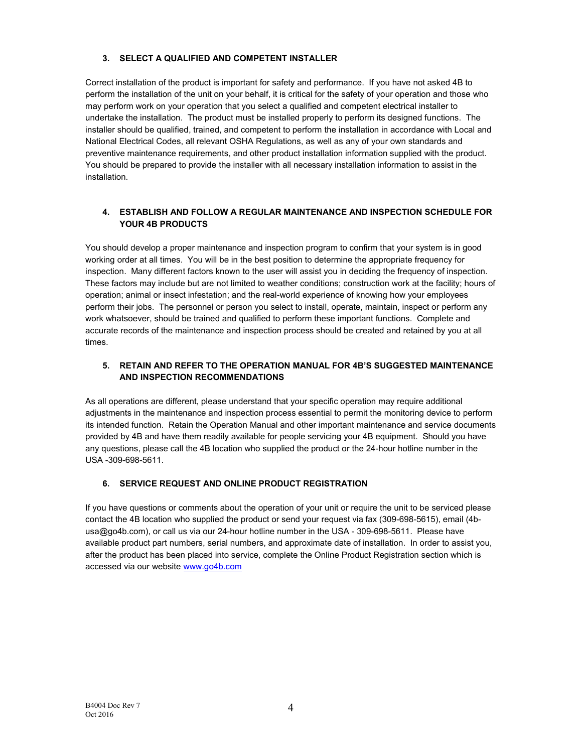### 3. SELECT A QUALIFIED AND COMPETENT INSTALLER

Correct installation of the product is important for safety and performance. If you have not asked 4B to perform the installation of the unit on your behalf, it is critical for the safety of your operation and those who may perform work on your operation that you select a qualified and competent electrical installer to undertake the installation. The product must be installed properly to perform its designed functions. The installer should be qualified, trained, and competent to perform the installation in accordance with Local and National Electrical Codes, all relevant OSHA Regulations, as well as any of your own standards and preventive maintenance requirements, and other product installation information supplied with the product. You should be prepared to provide the installer with all necessary installation information to assist in the installation.

### 4. ESTABLISH AND FOLLOW A REGULAR MAINTENANCE AND INSPECTION SCHEDULE FOR YOUR 4B PRODUCTS

You should develop a proper maintenance and inspection program to confirm that your system is in good working order at all times. You will be in the best position to determine the appropriate frequency for inspection. Many different factors known to the user will assist you in deciding the frequency of inspection. These factors may include but are not limited to weather conditions; construction work at the facility; hours of operation; animal or insect infestation; and the real-world experience of knowing how your employees perform their jobs. The personnel or person you select to install, operate, maintain, inspect or perform any work whatsoever, should be trained and qualified to perform these important functions. Complete and accurate records of the maintenance and inspection process should be created and retained by you at all times.

### 5. RETAIN AND REFER TO THE OPERATION MANUAL FOR 4B'S SUGGESTED MAINTENANCE AND INSPECTION RECOMMENDATIONS

As all operations are different, please understand that your specific operation may require additional adjustments in the maintenance and inspection process essential to permit the monitoring device to perform its intended function. Retain the Operation Manual and other important maintenance and service documents provided by 4B and have them readily available for people servicing your 4B equipment. Should you have any questions, please call the 4B location who supplied the product or the 24-hour hotline number in the USA -309-698-5611.

### 6. SERVICE REQUEST AND ONLINE PRODUCT REGISTRATION

If you have questions or comments about the operation of your unit or require the unit to be serviced please contact the 4B location who supplied the product or send your request via fax (309-698-5615), email (4b-usa@go4b.com), or call us via our 24-hour hotline number in the USA - 309-698-5611. Please have available product part numbers, serial numbers, and approximate date of installation. In order to assist you, after the product has been placed into service, complete the Online Product Registration section which is accessed via our website [www.go4b.com](http://www.go4b.com)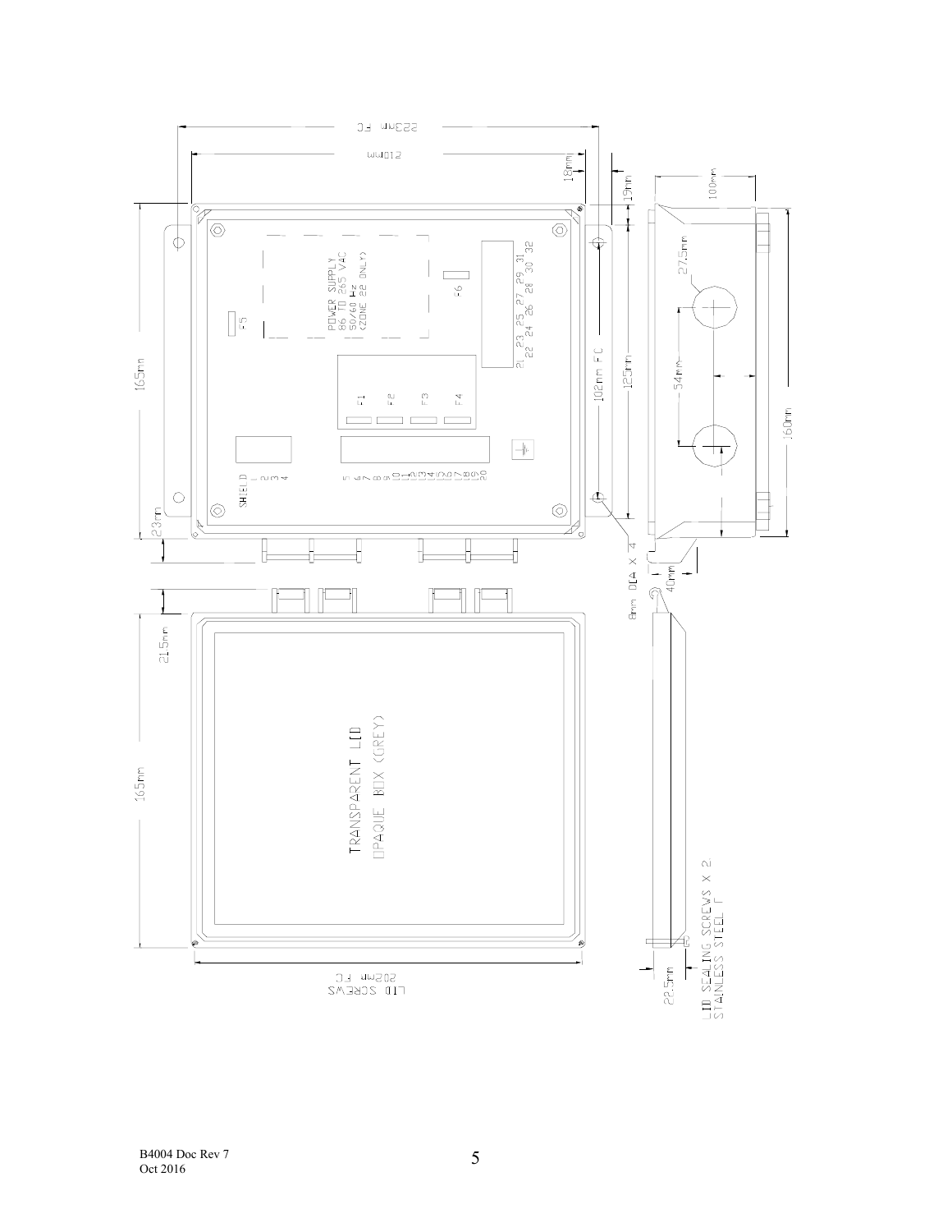223mm FC

210mm

18mm

19mm

100mm

POWER SUPPLY
86 TO 265 VAC
50/60 Hz
(ZONE 22 ONLY)

F5

F6

21 23 25 27 29 31
22 24 26 28 30 32

27.5mm

165mm

F1

F2

F3

F4

102mm FC

125mm

54mm

160mm

SHIELD
1
2
3
4

5 6 7 8 9 10 11 12 13 14 15 16 17 18 19 20

23mm

8mm DIA X 4

40mm

21.5mm

TRANSPARENT LID
OPAQUE BOX (GREY)

165mm

LID SEALING SCREWS X 2
STAINLESS STEEL

22.5mm

LID SCREWS
202mm FC

B4004 Doc Rev 7
Oct 2016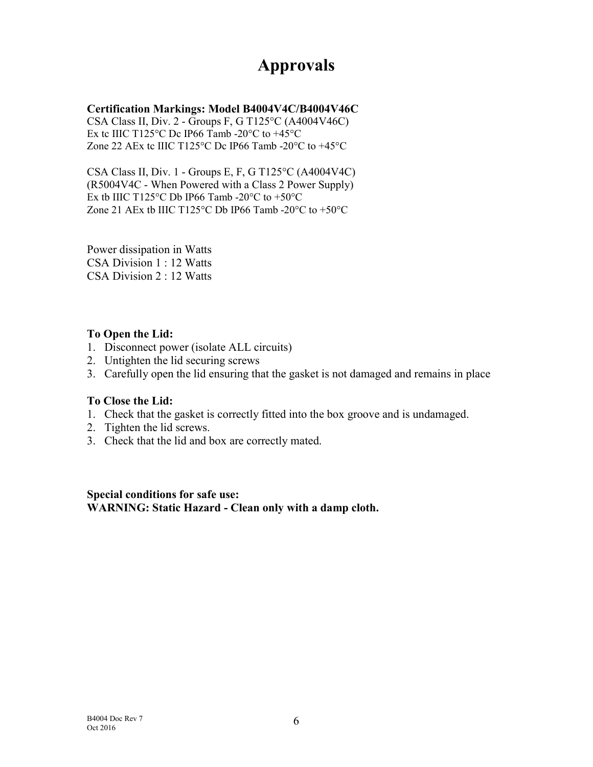# Approvals

**Certification Markings: Model B4004V4C/B4004V46C**
CSA Class II, Div. 2 - Groups F, G T125°C (A4004V46C)
Ex tc IIIC T125°C Dc IP66 Tamb -20°C to +45°C
Zone 22 AEx tc IIIC T125°C Dc IP66 Tamb -20°C to +45°C

CSA Class II, Div. 1 - Groups E, F, G T125°C (A4004V4C)
(R5004V4C - When Powered with a Class 2 Power Supply)
Ex tb IIIC T125°C Db IP66 Tamb -20°C to +50°C
Zone 21 AEx tb IIIC T125°C Db IP66 Tamb -20°C to +50°C

Power dissipation in Watts
CSA Division 1 : 12 Watts
CSA Division 2 : 12 Watts

**To Open the Lid:**
1. Disconnect power (isolate ALL circuits)
2. Untighten the lid securing screws
3. Carefully open the lid ensuring that the gasket is not damaged and remains in place

**To Close the Lid:**
1. Check that the gasket is correctly fitted into the box groove and is undamaged.
2. Tighten the lid screws.
3. Check that the lid and box are correctly mated.

**Special conditions for safe use:**
**WARNING: Static Hazard - Clean only with a damp cloth.**

B4004 Doc Rev 7
Oct 2016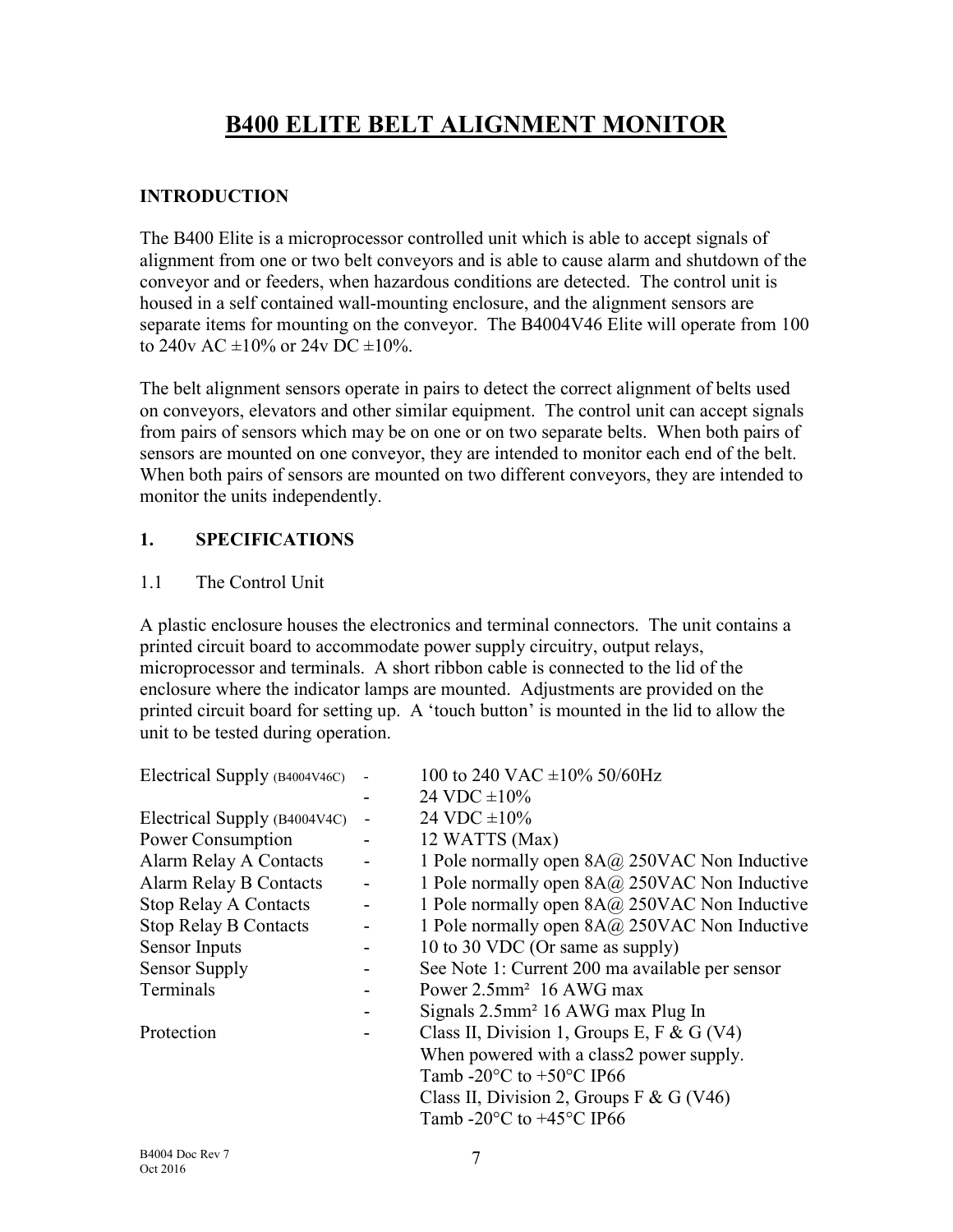# B400 ELITE BELT ALIGNMENT MONITOR

## INTRODUCTION

The B400 Elite is a microprocessor controlled unit which is able to accept signals of alignment from one or two belt conveyors and is able to cause alarm and shutdown of the conveyor and or feeders, when hazardous conditions are detected. The control unit is housed in a self contained wall-mounting enclosure, and the alignment sensors are separate items for mounting on the conveyor. The B4004V46 Elite will operate from 100 to 240v AC ±10% or 24v DC ±10%.

The belt alignment sensors operate in pairs to detect the correct alignment of belts used on conveyors, elevators and other similar equipment. The control unit can accept signals from pairs of sensors which may be on one or on two separate belts. When both pairs of sensors are mounted on one conveyor, they are intended to monitor each end of the belt. When both pairs of sensors are mounted on two different conveyors, they are intended to monitor the units independently.

## 1. SPECIFICATIONS

### 1.1 The Control Unit

A plastic enclosure houses the electronics and terminal connectors. The unit contains a printed circuit board to accommodate power supply circuitry, output relays, microprocessor and terminals. A short ribbon cable is connected to the lid of the enclosure where the indicator lamps are mounted. Adjustments are provided on the printed circuit board for setting up. A 'touch button' is mounted in the lid to allow the unit to be tested during operation.

| | | |
|---|---|---|
| Electrical Supply (B4004V46C) | - | 100 to 240 VAC ±10% 50/60Hz |
| | - | 24 VDC ±10% |
| Electrical Supply (B4004V4C) | - | 24 VDC ±10% |
| Power Consumption | - | 12 WATTS (Max) |
| Alarm Relay A Contacts | - | 1 Pole normally open 8A@ 250VAC Non Inductive |
| Alarm Relay B Contacts | - | 1 Pole normally open 8A@ 250VAC Non Inductive |
| Stop Relay A Contacts | - | 1 Pole normally open 8A@ 250VAC Non Inductive |
| Stop Relay B Contacts | - | 1 Pole normally open 8A@ 250VAC Non Inductive |
| Sensor Inputs | - | 10 to 30 VDC (Or same as supply) |
| Sensor Supply | - | See Note 1: Current 200 ma available per sensor |
| Terminals | - | Power 2.5mm² 16 AWG max |
| | - | Signals 2.5mm² 16 AWG max Plug In |
| Protection | - | Class II, Division 1, Groups E, F & G (V4) When powered with a class2 power supply. Tamb -20°C to +50°C IP66 |
| | | Class II, Division 2, Groups F & G (V46) Tamb -20°C to +45°C IP66 |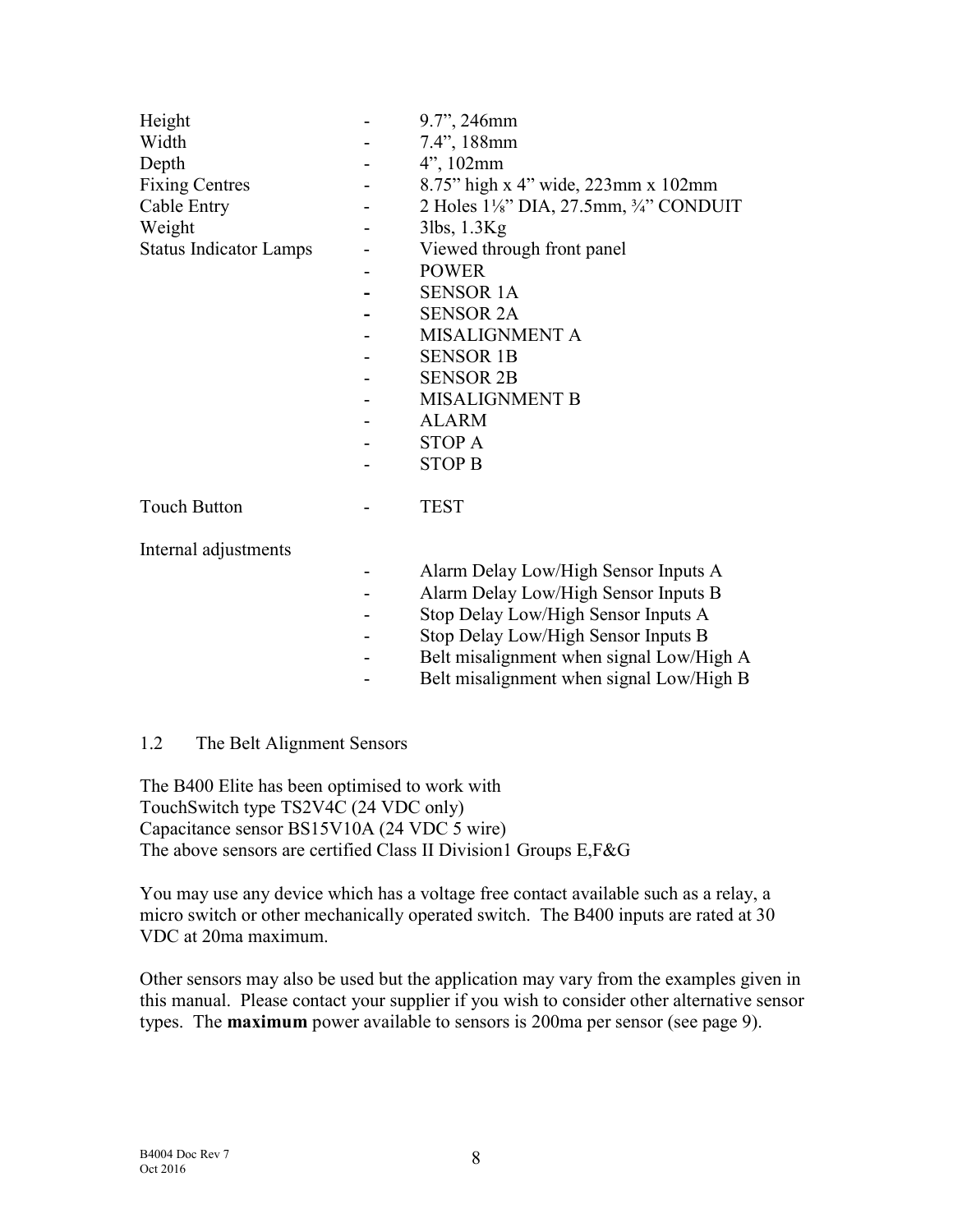| | | |
|---|---|---|
| Height | - | 9.7", 246mm |
| Width | - | 7.4", 188mm |
| Depth | - | 4", 102mm |
| Fixing Centres | - | 8.75" high x 4" wide, 223mm x 102mm |
| Cable Entry | - | 2 Holes 1⅛" DIA, 27.5mm, ¾" CONDUIT |
| Weight | - | 3lbs, 1.3Kg |
| Status Indicator Lamps | - | Viewed through front panel |
| | - | POWER |
| | - | SENSOR 1A |
| | - | SENSOR 2A |
| | - | MISALIGNMENT A |
| | - | SENSOR 1B |
| | - | SENSOR 2B |
| | - | MISALIGNMENT B |
| | - | ALARM |
| | - | STOP A |
| | - | STOP B |
| Touch Button | - | TEST |
| Internal adjustments | | |
| | - | Alarm Delay Low/High Sensor Inputs A |
| | - | Alarm Delay Low/High Sensor Inputs B |
| | - | Stop Delay Low/High Sensor Inputs A |
| | - | Stop Delay Low/High Sensor Inputs B |
| | - | Belt misalignment when signal Low/High A |
| | - | Belt misalignment when signal Low/High B |

## 1.2 The Belt Alignment Sensors

The B400 Elite has been optimised to work with
TouchSwitch type TS2V4C (24 VDC only)
Capacitance sensor BS15V10A (24 VDC 5 wire)
The above sensors are certified Class II Division1 Groups E,F&G

You may use any device which has a voltage free contact available such as a relay, a micro switch or other mechanically operated switch. The B400 inputs are rated at 30 VDC at 20ma maximum.

Other sensors may also be used but the application may vary from the examples given in this manual. Please contact your supplier if you wish to consider other alternative sensor types. The **maximum** power available to sensors is 200ma per sensor (see page 9).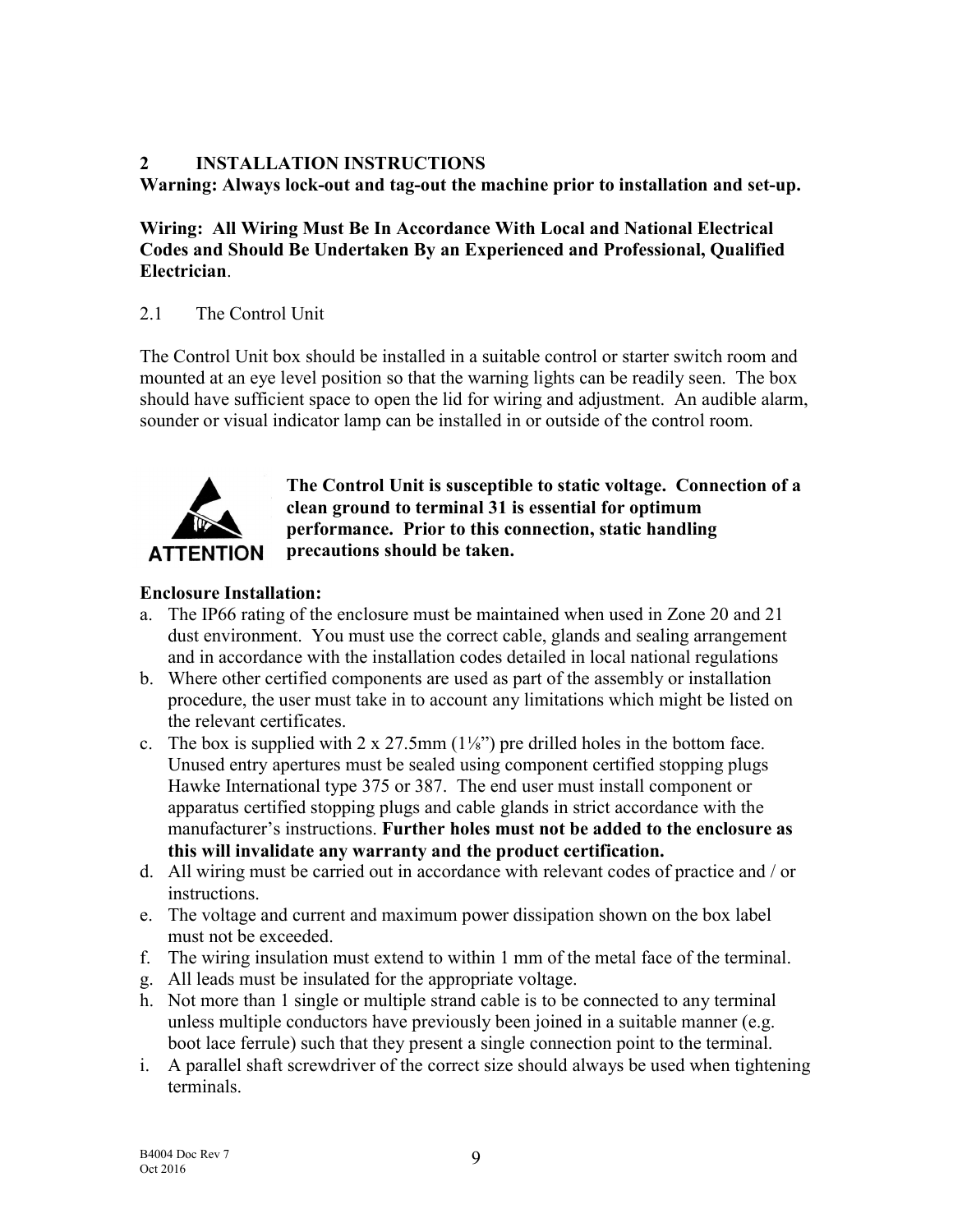## 2 INSTALLATION INSTRUCTIONS

**Warning: Always lock-out and tag-out the machine prior to installation and set-up.**

**Wiring: All Wiring Must Be In Accordance With Local and National Electrical Codes and Should Be Undertaken By an Experienced and Professional, Qualified Electrician**.

### 2.1 The Control Unit

The Control Unit box should be installed in a suitable control or starter switch room and mounted at an eye level position so that the warning lights can be readily seen. The box should have sufficient space to open the lid for wiring and adjustment. An audible alarm, sounder or visual indicator lamp can be installed in or outside of the control room.

ATTENTION

**The Control Unit is susceptible to static voltage. Connection of a clean ground to terminal 31 is essential for optimum performance. Prior to this connection, static handling precautions should be taken.**

**Enclosure Installation:**

a. The IP66 rating of the enclosure must be maintained when used in Zone 20 and 21 dust environment. You must use the correct cable, glands and sealing arrangement and in accordance with the installation codes detailed in local national regulations
b. Where other certified components are used as part of the assembly or installation procedure, the user must take in to account any limitations which might be listed on the relevant certificates.
c. The box is supplied with 2 x 27.5mm (1⅛") pre drilled holes in the bottom face. Unused entry apertures must be sealed using component certified stopping plugs Hawke International type 375 or 387. The end user must install component or apparatus certified stopping plugs and cable glands in strict accordance with the manufacturer's instructions. **Further holes must not be added to the enclosure as this will invalidate any warranty and the product certification.**
d. All wiring must be carried out in accordance with relevant codes of practice and / or instructions.
e. The voltage and current and maximum power dissipation shown on the box label must not be exceeded.
f. The wiring insulation must extend to within 1 mm of the metal face of the terminal.
g. All leads must be insulated for the appropriate voltage.
h. Not more than 1 single or multiple strand cable is to be connected to any terminal unless multiple conductors have previously been joined in a suitable manner (e.g. boot lace ferrule) such that they present a single connection point to the terminal.
i. A parallel shaft screwdriver of the correct size should always be used when tightening terminals.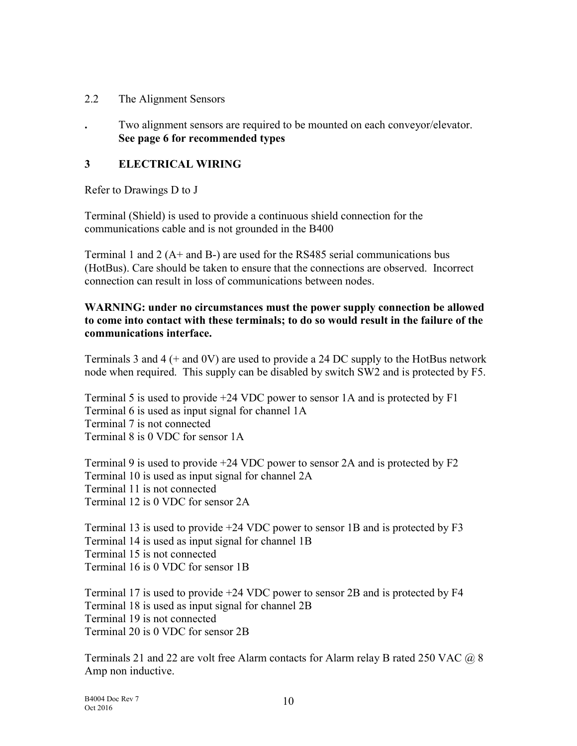## 2.2 The Alignment Sensors

- Two alignment sensors are required to be mounted on each conveyor/elevator. **See page 6 for recommended types**

# 3 ELECTRICAL WIRING

Refer to Drawings D to J

Terminal (Shield) is used to provide a continuous shield connection for the communications cable and is not grounded in the B400

Terminal 1 and 2 (A+ and B-) are used for the RS485 serial communications bus (HotBus). Care should be taken to ensure that the connections are observed. Incorrect connection can result in loss of communications between nodes.

**WARNING: under no circumstances must the power supply connection be allowed to come into contact with these terminals; to do so would result in the failure of the communications interface.**

Terminals 3 and 4 (+ and 0V) are used to provide a 24 DC supply to the HotBus network node when required. This supply can be disabled by switch SW2 and is protected by F5.

Terminal 5 is used to provide +24 VDC power to sensor 1A and is protected by F1
Terminal 6 is used as input signal for channel 1A
Terminal 7 is not connected
Terminal 8 is 0 VDC for sensor 1A

Terminal 9 is used to provide +24 VDC power to sensor 2A and is protected by F2
Terminal 10 is used as input signal for channel 2A
Terminal 11 is not connected
Terminal 12 is 0 VDC for sensor 2A

Terminal 13 is used to provide +24 VDC power to sensor 1B and is protected by F3
Terminal 14 is used as input signal for channel 1B
Terminal 15 is not connected
Terminal 16 is 0 VDC for sensor 1B

Terminal 17 is used to provide +24 VDC power to sensor 2B and is protected by F4
Terminal 18 is used as input signal for channel 2B
Terminal 19 is not connected
Terminal 20 is 0 VDC for sensor 2B

Terminals 21 and 22 are volt free Alarm contacts for Alarm relay B rated 250 VAC @ 8 Amp non inductive.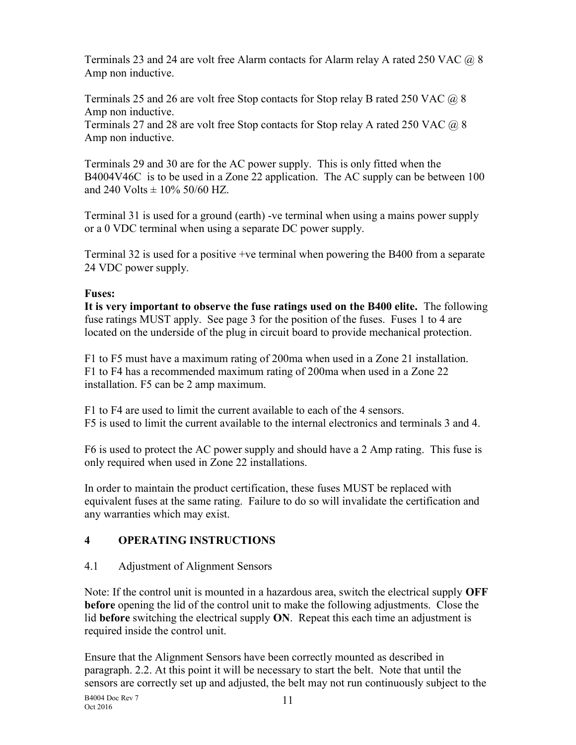Terminals 23 and 24 are volt free Alarm contacts for Alarm relay A rated 250 VAC @ 8 Amp non inductive.

Terminals 25 and 26 are volt free Stop contacts for Stop relay B rated 250 VAC @ 8 Amp non inductive.
Terminals 27 and 28 are volt free Stop contacts for Stop relay A rated 250 VAC @ 8 Amp non inductive.

Terminals 29 and 30 are for the AC power supply. This is only fitted when the B4004V46C is to be used in a Zone 22 application. The AC supply can be between 100 and 240 Volts ± 10% 50/60 HZ.

Terminal 31 is used for a ground (earth) -ve terminal when using a mains power supply or a 0 VDC terminal when using a separate DC power supply.

Terminal 32 is used for a positive +ve terminal when powering the B400 from a separate 24 VDC power supply.

**Fuses:**
**It is very important to observe the fuse ratings used on the B400 elite.** The following fuse ratings MUST apply. See page 3 for the position of the fuses. Fuses 1 to 4 are located on the underside of the plug in circuit board to provide mechanical protection.

F1 to F5 must have a maximum rating of 200ma when used in a Zone 21 installation.
F1 to F4 has a recommended maximum rating of 200ma when used in a Zone 22 installation. F5 can be 2 amp maximum.

F1 to F4 are used to limit the current available to each of the 4 sensors.
F5 is used to limit the current available to the internal electronics and terminals 3 and 4.

F6 is used to protect the AC power supply and should have a 2 Amp rating. This fuse is only required when used in Zone 22 installations.

In order to maintain the product certification, these fuses MUST be replaced with equivalent fuses at the same rating. Failure to do so will invalidate the certification and any warranties which may exist.

## 4 OPERATING INSTRUCTIONS

### 4.1 Adjustment of Alignment Sensors

Note: If the control unit is mounted in a hazardous area, switch the electrical supply **OFF before** opening the lid of the control unit to make the following adjustments. Close the lid **before** switching the electrical supply **ON**. Repeat this each time an adjustment is required inside the control unit.

Ensure that the Alignment Sensors have been correctly mounted as described in paragraph. 2.2. At this point it will be necessary to start the belt. Note that until the sensors are correctly set up and adjusted, the belt may not run continuously subject to the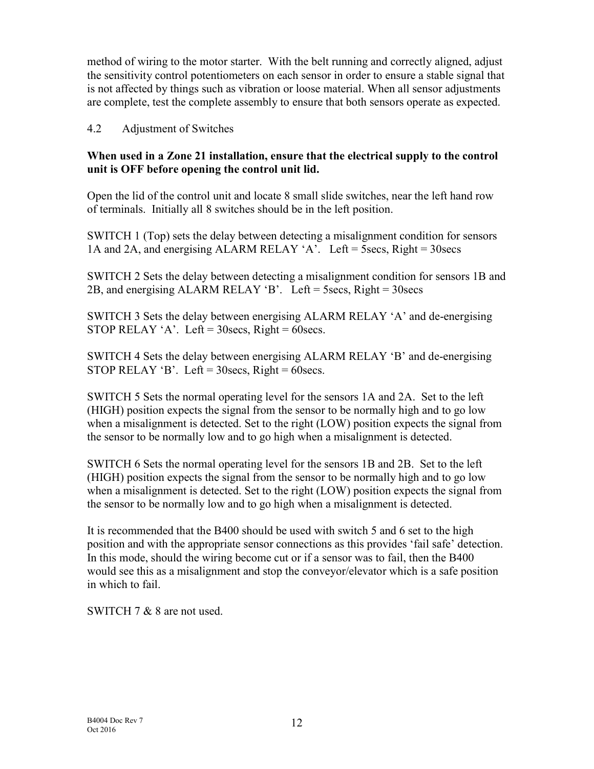method of wiring to the motor starter. With the belt running and correctly aligned, adjust the sensitivity control potentiometers on each sensor in order to ensure a stable signal that is not affected by things such as vibration or loose material. When all sensor adjustments are complete, test the complete assembly to ensure that both sensors operate as expected.

## 4.2 Adjustment of Switches

**When used in a Zone 21 installation, ensure that the electrical supply to the control unit is OFF before opening the control unit lid.**

Open the lid of the control unit and locate 8 small slide switches, near the left hand row of terminals. Initially all 8 switches should be in the left position.

SWITCH 1 (Top) sets the delay between detecting a misalignment condition for sensors 1A and 2A, and energising ALARM RELAY 'A'. Left = 5secs, Right = 30secs

SWITCH 2 Sets the delay between detecting a misalignment condition for sensors 1B and 2B, and energising ALARM RELAY 'B'. Left = 5secs, Right = 30secs

SWITCH 3 Sets the delay between energising ALARM RELAY 'A' and de-energising STOP RELAY 'A'. Left = 30secs, Right = 60secs.

SWITCH 4 Sets the delay between energising ALARM RELAY 'B' and de-energising STOP RELAY 'B'. Left = 30secs, Right = 60secs.

SWITCH 5 Sets the normal operating level for the sensors 1A and 2A. Set to the left (HIGH) position expects the signal from the sensor to be normally high and to go low when a misalignment is detected. Set to the right (LOW) position expects the signal from the sensor to be normally low and to go high when a misalignment is detected.

SWITCH 6 Sets the normal operating level for the sensors 1B and 2B. Set to the left (HIGH) position expects the signal from the sensor to be normally high and to go low when a misalignment is detected. Set to the right (LOW) position expects the signal from the sensor to be normally low and to go high when a misalignment is detected.

It is recommended that the B400 should be used with switch 5 and 6 set to the high position and with the appropriate sensor connections as this provides 'fail safe' detection. In this mode, should the wiring become cut or if a sensor was to fail, then the B400 would see this as a misalignment and stop the conveyor/elevator which is a safe position in which to fail.

SWITCH 7 & 8 are not used.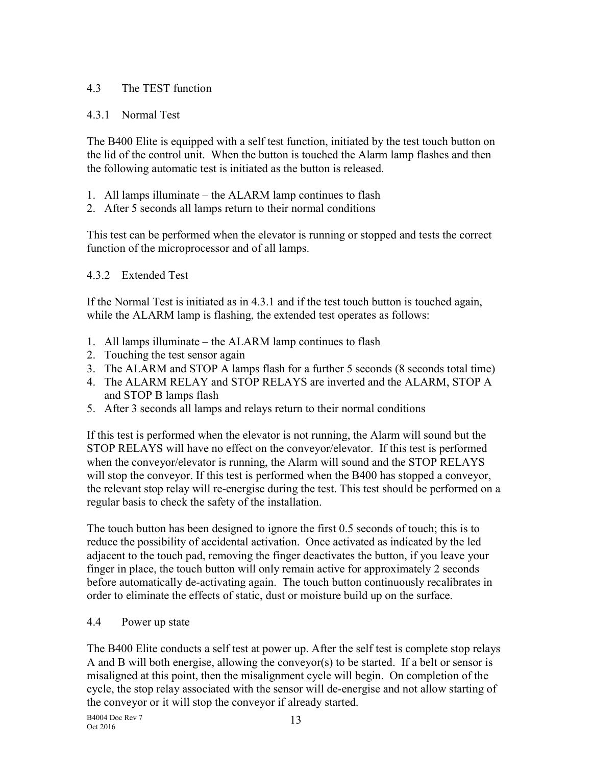## 4.3 The TEST function

### 4.3.1 Normal Test

The B400 Elite is equipped with a self test function, initiated by the test touch button on the lid of the control unit. When the button is touched the Alarm lamp flashes and then the following automatic test is initiated as the button is released.

1. All lamps illuminate – the ALARM lamp continues to flash
2. After 5 seconds all lamps return to their normal conditions

This test can be performed when the elevator is running or stopped and tests the correct function of the microprocessor and of all lamps.

### 4.3.2 Extended Test

If the Normal Test is initiated as in 4.3.1 and if the test touch button is touched again, while the ALARM lamp is flashing, the extended test operates as follows:

1. All lamps illuminate – the ALARM lamp continues to flash
2. Touching the test sensor again
3. The ALARM and STOP A lamps flash for a further 5 seconds (8 seconds total time)
4. The ALARM RELAY and STOP RELAYS are inverted and the ALARM, STOP A and STOP B lamps flash
5. After 3 seconds all lamps and relays return to their normal conditions

If this test is performed when the elevator is not running, the Alarm will sound but the STOP RELAYS will have no effect on the conveyor/elevator. If this test is performed when the conveyor/elevator is running, the Alarm will sound and the STOP RELAYS will stop the conveyor. If this test is performed when the B400 has stopped a conveyor, the relevant stop relay will re-energise during the test. This test should be performed on a regular basis to check the safety of the installation.

The touch button has been designed to ignore the first 0.5 seconds of touch; this is to reduce the possibility of accidental activation. Once activated as indicated by the led adjacent to the touch pad, removing the finger deactivates the button, if you leave your finger in place, the touch button will only remain active for approximately 2 seconds before automatically de-activating again. The touch button continuously recalibrates in order to eliminate the effects of static, dust or moisture build up on the surface.

## 4.4 Power up state

The B400 Elite conducts a self test at power up. After the self test is complete stop relays A and B will both energise, allowing the conveyor(s) to be started. If a belt or sensor is misaligned at this point, then the misalignment cycle will begin. On completion of the cycle, the stop relay associated with the sensor will de-energise and not allow starting of the conveyor or it will stop the conveyor if already started.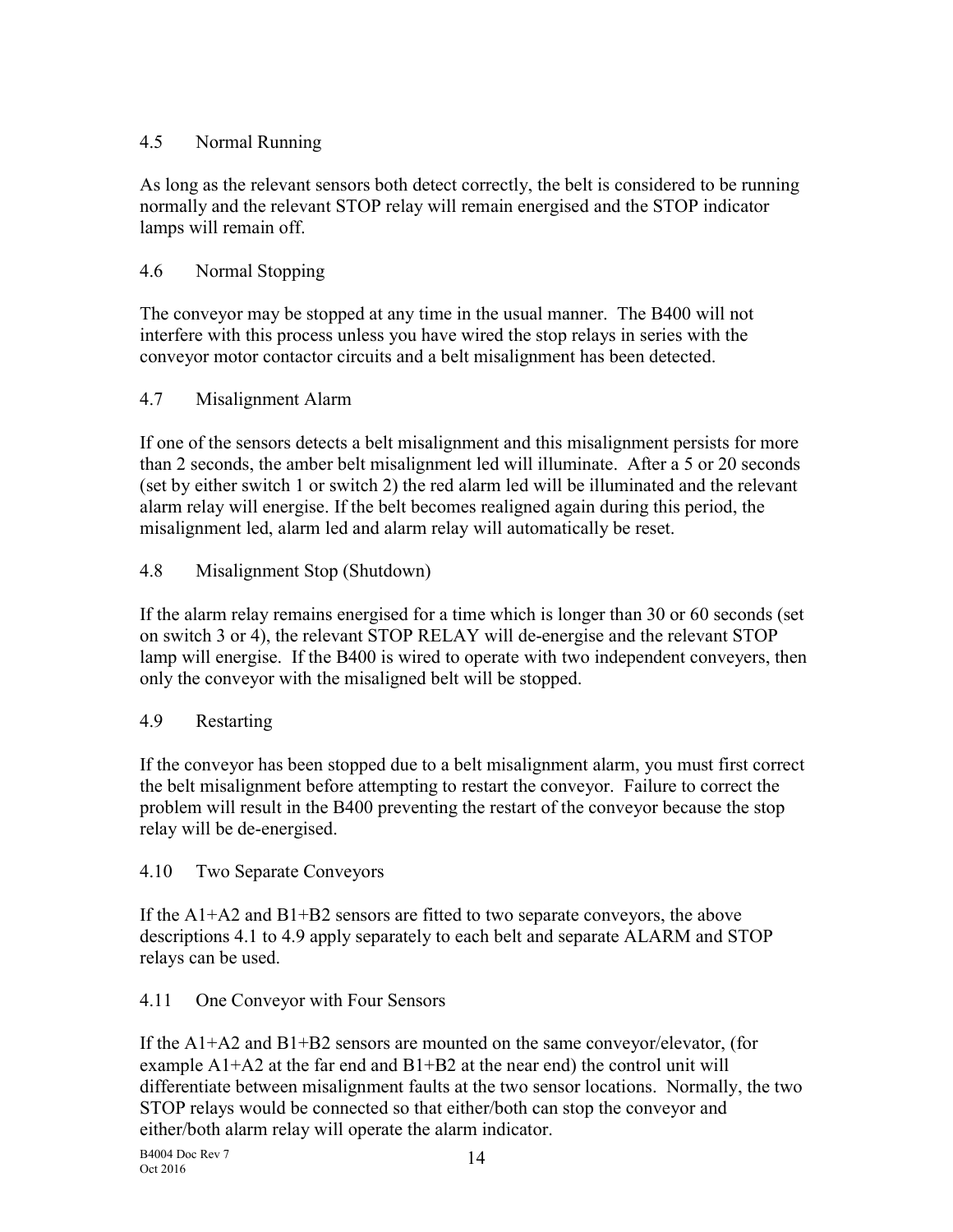## 4.5 Normal Running

As long as the relevant sensors both detect correctly, the belt is considered to be running normally and the relevant STOP relay will remain energised and the STOP indicator lamps will remain off.

## 4.6 Normal Stopping

The conveyor may be stopped at any time in the usual manner. The B400 will not interfere with this process unless you have wired the stop relays in series with the conveyor motor contactor circuits and a belt misalignment has been detected.

## 4.7 Misalignment Alarm

If one of the sensors detects a belt misalignment and this misalignment persists for more than 2 seconds, the amber belt misalignment led will illuminate. After a 5 or 20 seconds (set by either switch 1 or switch 2) the red alarm led will be illuminated and the relevant alarm relay will energise. If the belt becomes realigned again during this period, the misalignment led, alarm led and alarm relay will automatically be reset.

## 4.8 Misalignment Stop (Shutdown)

If the alarm relay remains energised for a time which is longer than 30 or 60 seconds (set on switch 3 or 4), the relevant STOP RELAY will de-energise and the relevant STOP lamp will energise. If the B400 is wired to operate with two independent conveyers, then only the conveyor with the misaligned belt will be stopped.

## 4.9 Restarting

If the conveyor has been stopped due to a belt misalignment alarm, you must first correct the belt misalignment before attempting to restart the conveyor. Failure to correct the problem will result in the B400 preventing the restart of the conveyor because the stop relay will be de-energised.

## 4.10 Two Separate Conveyors

If the A1+A2 and B1+B2 sensors are fitted to two separate conveyors, the above descriptions 4.1 to 4.9 apply separately to each belt and separate ALARM and STOP relays can be used.

## 4.11 One Conveyor with Four Sensors

If the A1+A2 and B1+B2 sensors are mounted on the same conveyor/elevator, (for example A1+A2 at the far end and B1+B2 at the near end) the control unit will differentiate between misalignment faults at the two sensor locations. Normally, the two STOP relays would be connected so that either/both can stop the conveyor and either/both alarm relay will operate the alarm indicator.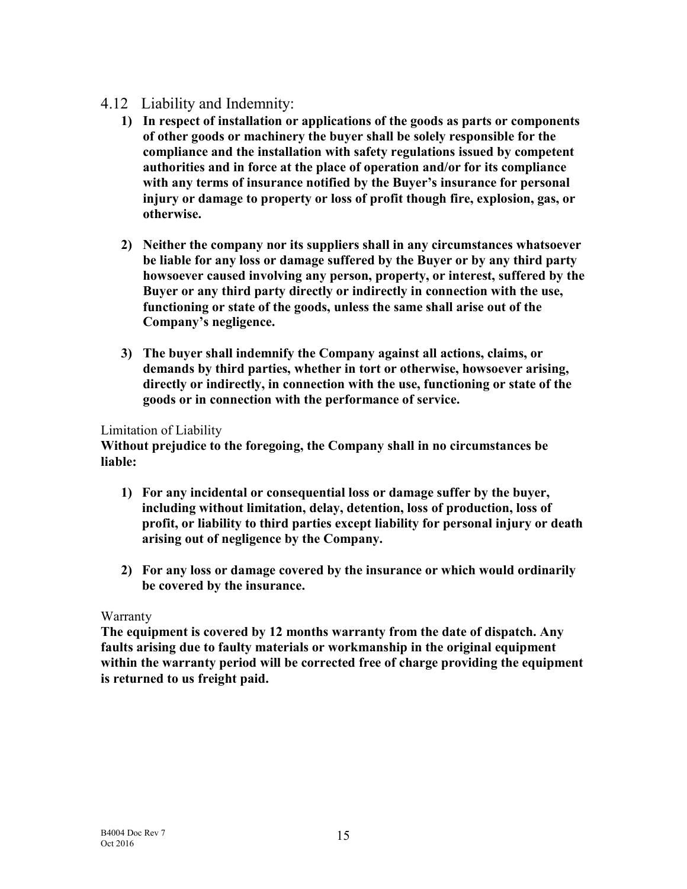## 4.12 Liability and Indemnity:

1) **In respect of installation or applications of the goods as parts or components of other goods or machinery the buyer shall be solely responsible for the compliance and the installation with safety regulations issued by competent authorities and in force at the place of operation and/or for its compliance with any terms of insurance notified by the Buyer's insurance for personal injury or damage to property or loss of profit though fire, explosion, gas, or otherwise.**

2) **Neither the company nor its suppliers shall in any circumstances whatsoever be liable for any loss or damage suffered by the Buyer or by any third party howsoever caused involving any person, property, or interest, suffered by the Buyer or any third party directly or indirectly in connection with the use, functioning or state of the goods, unless the same shall arise out of the Company's negligence.**

3) **The buyer shall indemnify the Company against all actions, claims, or demands by third parties, whether in tort or otherwise, howsoever arising, directly or indirectly, in connection with the use, functioning or state of the goods or in connection with the performance of service.**

Limitation of Liability

**Without prejudice to the foregoing, the Company shall in no circumstances be liable:**

1) **For any incidental or consequential loss or damage suffer by the buyer, including without limitation, delay, detention, loss of production, loss of profit, or liability to third parties except liability for personal injury or death arising out of negligence by the Company.**

2) **For any loss or damage covered by the insurance or which would ordinarily be covered by the insurance.**

Warranty

**The equipment is covered by 12 months warranty from the date of dispatch. Any faults arising due to faulty materials or workmanship in the original equipment within the warranty period will be corrected free of charge providing the equipment is returned to us freight paid.**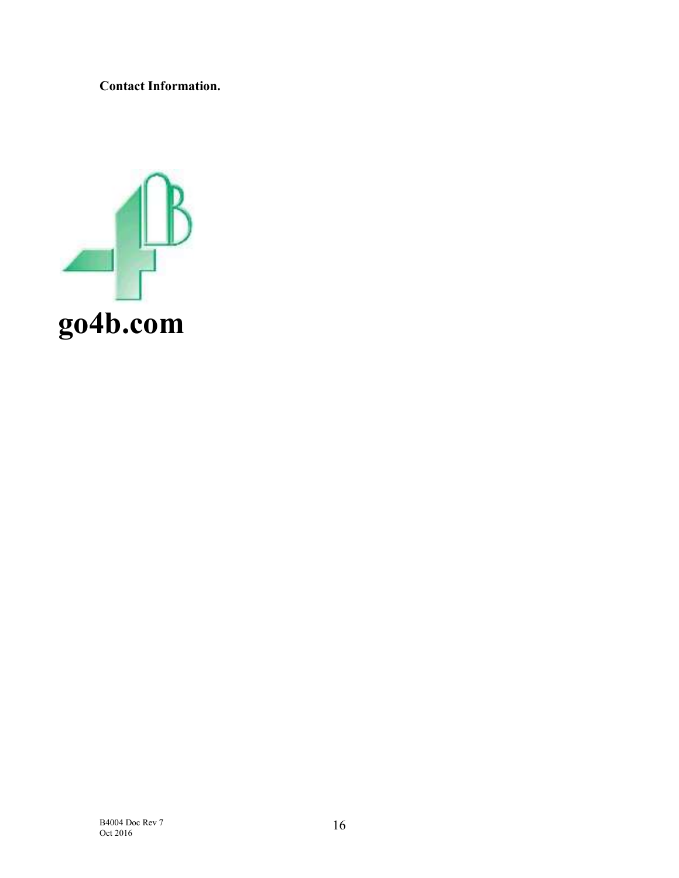**Contact Information.**

**go4b.com**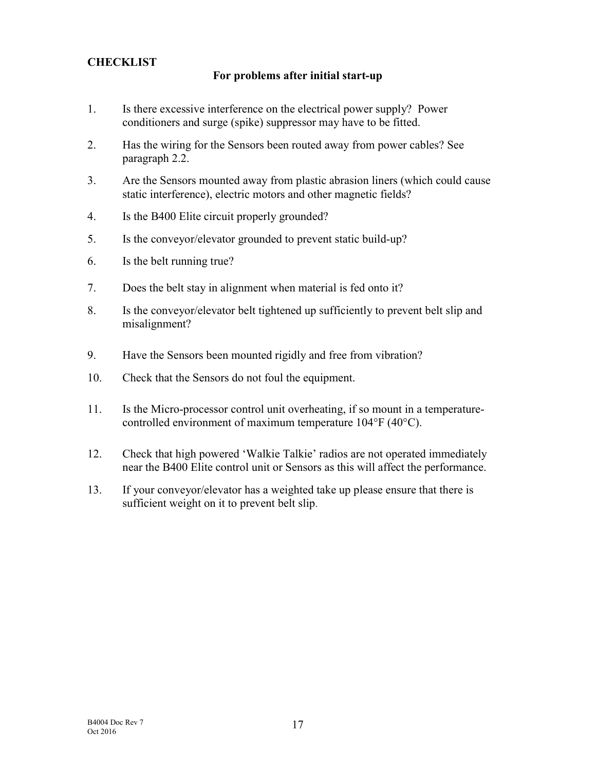## CHECKLIST

### For problems after initial start-up

1. Is there excessive interference on the electrical power supply? Power conditioners and surge (spike) suppressor may have to be fitted.
2. Has the wiring for the Sensors been routed away from power cables? See paragraph 2.2.
3. Are the Sensors mounted away from plastic abrasion liners (which could cause static interference), electric motors and other magnetic fields?
4. Is the B400 Elite circuit properly grounded?
5. Is the conveyor/elevator grounded to prevent static build-up?
6. Is the belt running true?
7. Does the belt stay in alignment when material is fed onto it?
8. Is the conveyor/elevator belt tightened up sufficiently to prevent belt slip and misalignment?
9. Have the Sensors been mounted rigidly and free from vibration?
10. Check that the Sensors do not foul the equipment.
11. Is the Micro-processor control unit overheating, if so mount in a temperature-controlled environment of maximum temperature 104°F (40°C).
12. Check that high powered 'Walkie Talkie' radios are not operated immediately near the B400 Elite control unit or Sensors as this will affect the performance.
13. If your conveyor/elevator has a weighted take up please ensure that there is sufficient weight on it to prevent belt slip.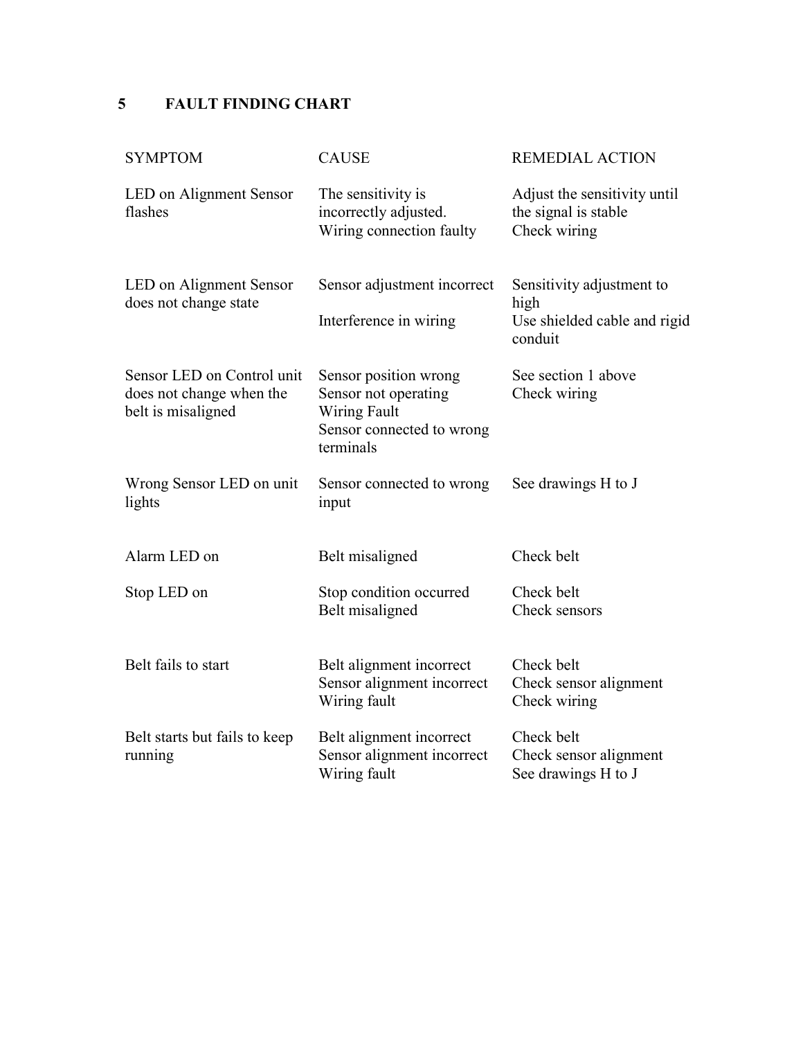## 5 FAULT FINDING CHART

| SYMPTOM | CAUSE | REMEDIAL ACTION |
|---|---|---|
| LED on Alignment Sensor flashes | The sensitivity is incorrectly adjusted.<br>Wiring connection faulty | Adjust the sensitivity until the signal is stable<br>Check wiring |
| LED on Alignment Sensor does not change state | Sensor adjustment incorrect<br>Interference in wiring | Sensitivity adjustment to high<br>Use shielded cable and rigid conduit |
| Sensor LED on Control unit does not change when the belt is misaligned | Sensor position wrong<br>Sensor not operating<br>Wiring Fault<br>Sensor connected to wrong terminals | See section 1 above<br>Check wiring |
| Wrong Sensor LED on unit lights | Sensor connected to wrong input | See drawings H to J |
| Alarm LED on | Belt misaligned | Check belt |
| Stop LED on | Stop condition occurred<br>Belt misaligned | Check belt<br>Check sensors |
| Belt fails to start | Belt alignment incorrect<br>Sensor alignment incorrect<br>Wiring fault | Check belt<br>Check sensor alignment<br>Check wiring |
| Belt starts but fails to keep running | Belt alignment incorrect<br>Sensor alignment incorrect<br>Wiring fault | Check belt<br>Check sensor alignment<br>See drawings H to J |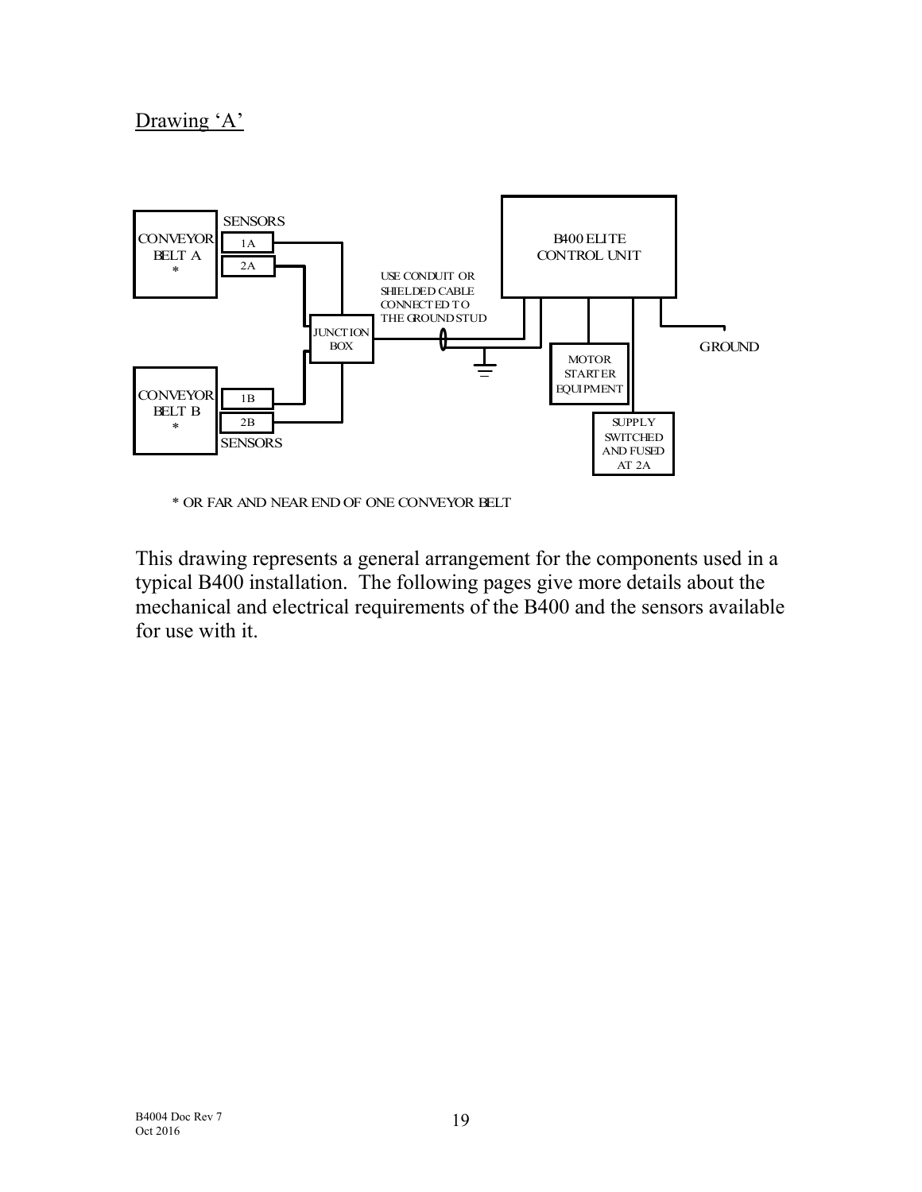Drawing 'A'

CONVEYOR BELT A *

SENSORS

1A

2A

CONVEYOR BELT B *

1B

2B

SENSORS

JUNCTION BOX

USE CONDUIT OR SHIELDED CABLE CONNECTED TO THE GROUND STUD

B400 ELITE CONTROL UNIT

MOTOR STARTER EQUIPMENT

SUPPLY SWITCHED AND FUSED AT 2A

GROUND

\* OR FAR AND NEAR END OF ONE CONVEYOR BELT

This drawing represents a general arrangement for the components used in a typical B400 installation. The following pages give more details about the mechanical and electrical requirements of the B400 and the sensors available for use with it.

B4004 Doc Rev 7
Oct 2016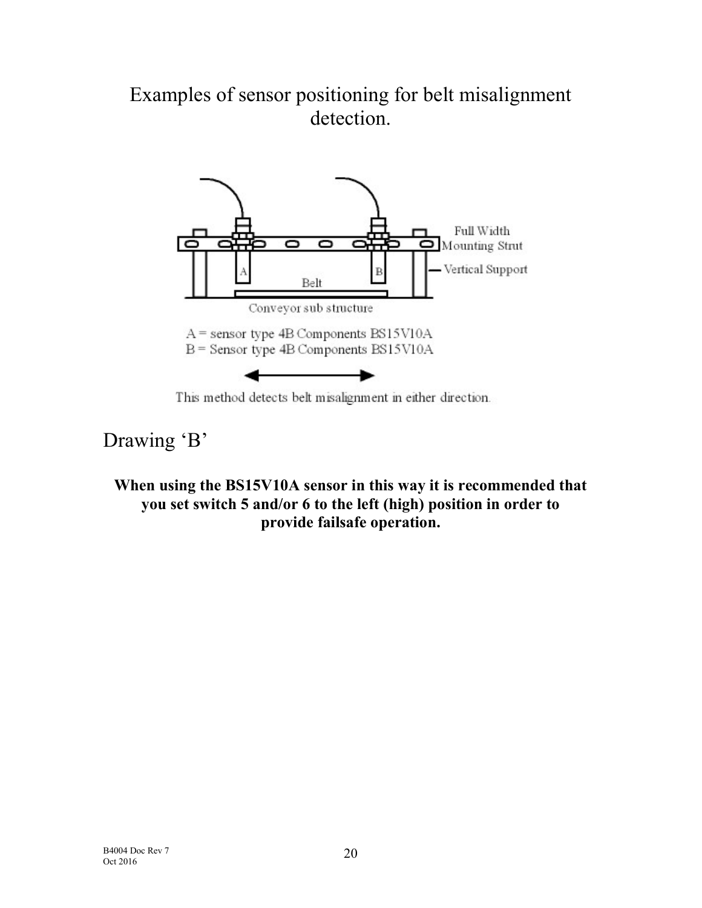# Examples of sensor positioning for belt misalignment detection.

Full Width Mounting Strut

Vertical Support

Belt

Conveyor sub structure

A = sensor type 4B Components BS15V10A
B = Sensor type 4B Components BS15V10A

This method detects belt misalignment in either direction.

Drawing 'B'

**When using the BS15V10A sensor in this way it is recommended that you set switch 5 and/or 6 to the left (high) position in order to provide failsafe operation.**

B4004 Doc Rev 7
Oct 2016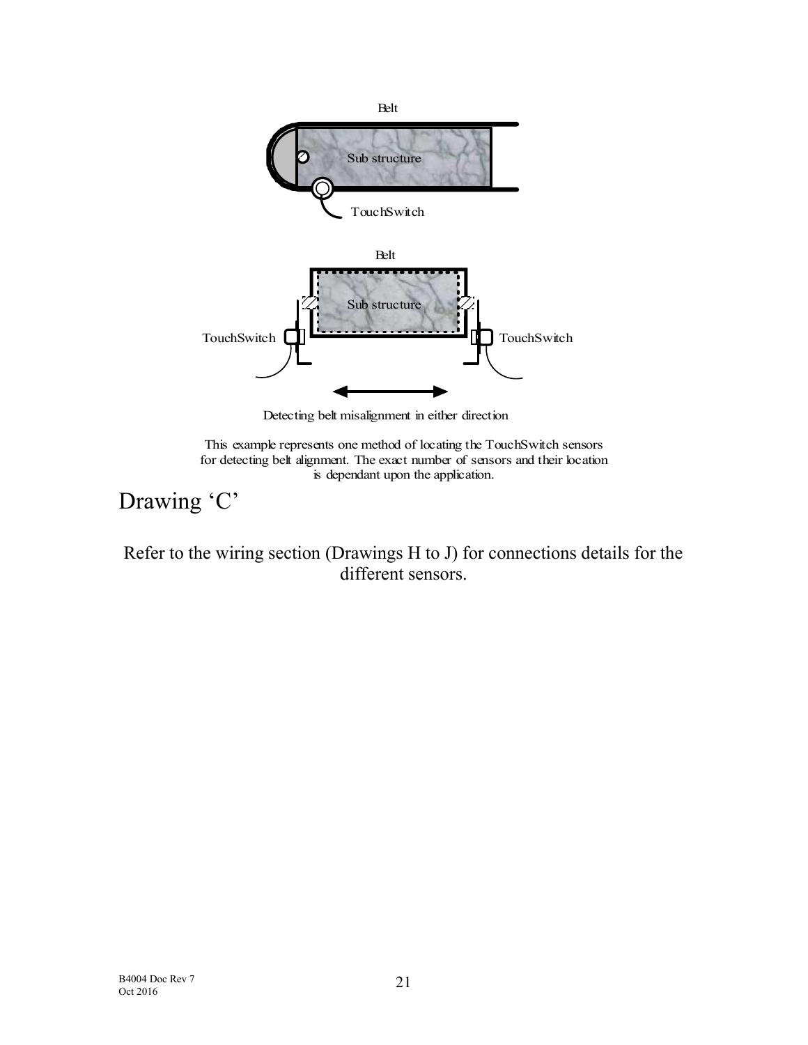Belt

Sub structure

TouchSwitch

Belt

Sub structure

TouchSwitch TouchSwitch

Detecting belt misalignment in either direction

This example represents one method of locating the TouchSwitch sensors for detecting belt alignment. The exact number of sensors and their location is dependant upon the application.

## Drawing 'C'

Refer to the wiring section (Drawings H to J) for connections details for the different sensors.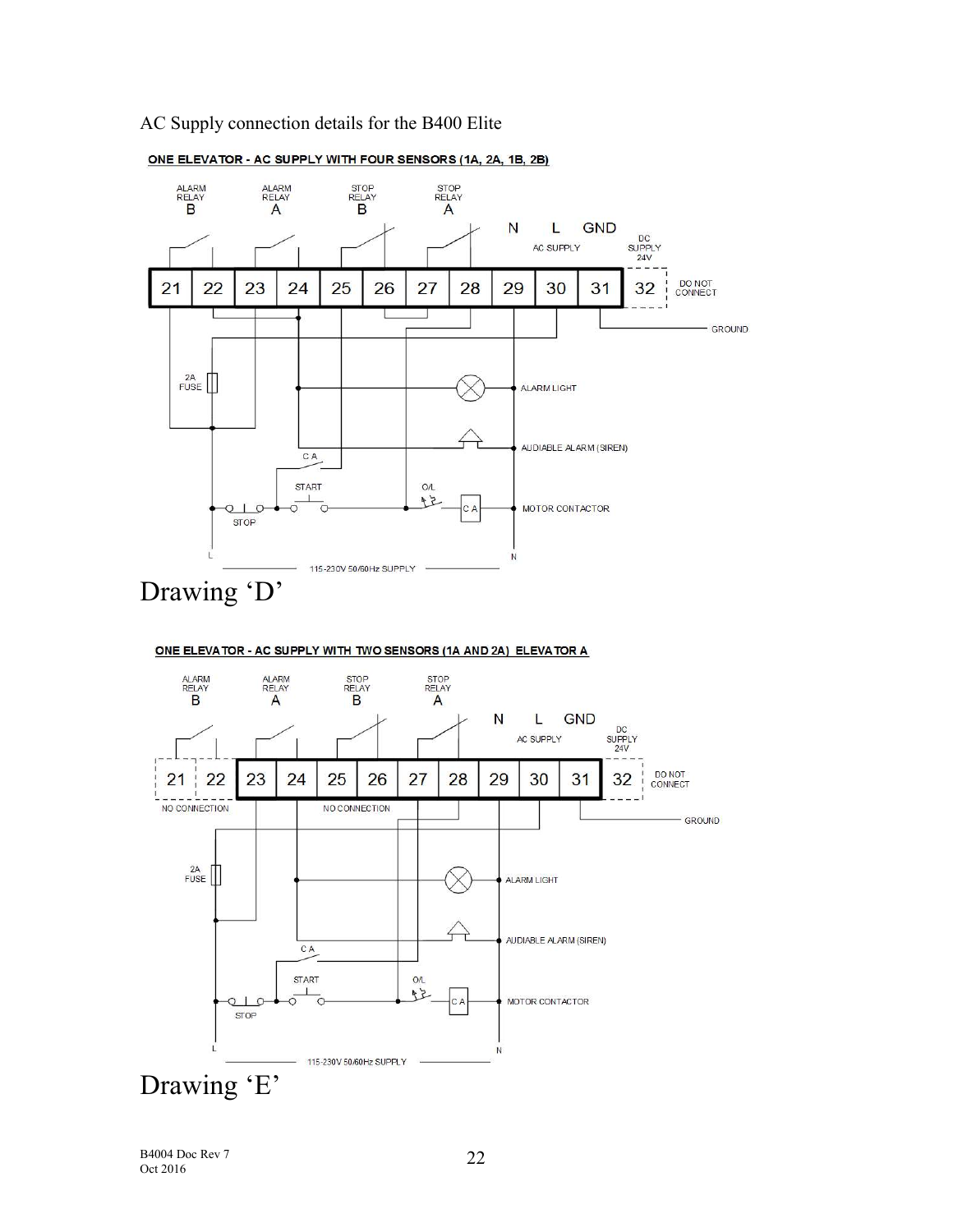AC Supply connection details for the B400 Elite

**ONE ELEVATOR - AC SUPPLY WITH FOUR SENSORS (1A, 2A, 1B, 2B)**

ALARM RELAY B | ALARM RELAY A | STOP RELAY B | STOP RELAY A | N | L | GND | DC SUPPLY 24V

21 | 22 | 23 | 24 | 25 | 26 | 27 | 28 | 29 | 30 | 31 | 32 | DO NOT CONNECT

AC SUPPLY

GROUND

2A FUSE

ALARM LIGHT

AUDIABLE ALARM (SIREN)

C A

START

O/L

STOP

C A

MOTOR CONTACTOR

L

N

115-230V 50/60Hz SUPPLY

Drawing ‘D’

**ONE ELEVATOR - AC SUPPLY WITH TWO SENSORS (1A AND 2A) ELEVATOR A**

ALARM RELAY B | ALARM RELAY A | STOP RELAY B | STOP RELAY A | N | L | GND | DC SUPPLY 24V

21 | 22 | 23 | 24 | 25 | 26 | 27 | 28 | 29 | 30 | 31 | 32 | DO NOT CONNECT

NO CONNECTION

NO CONNECTION

AC SUPPLY

GROUND

2A FUSE

ALARM LIGHT

AUDIABLE ALARM (SIREN)

C A

START

O/L

STOP

C A

MOTOR CONTACTOR

L

N

115-230V 50/60Hz SUPPLY

Drawing ‘E’

B4004 Doc Rev 7
Oct 2016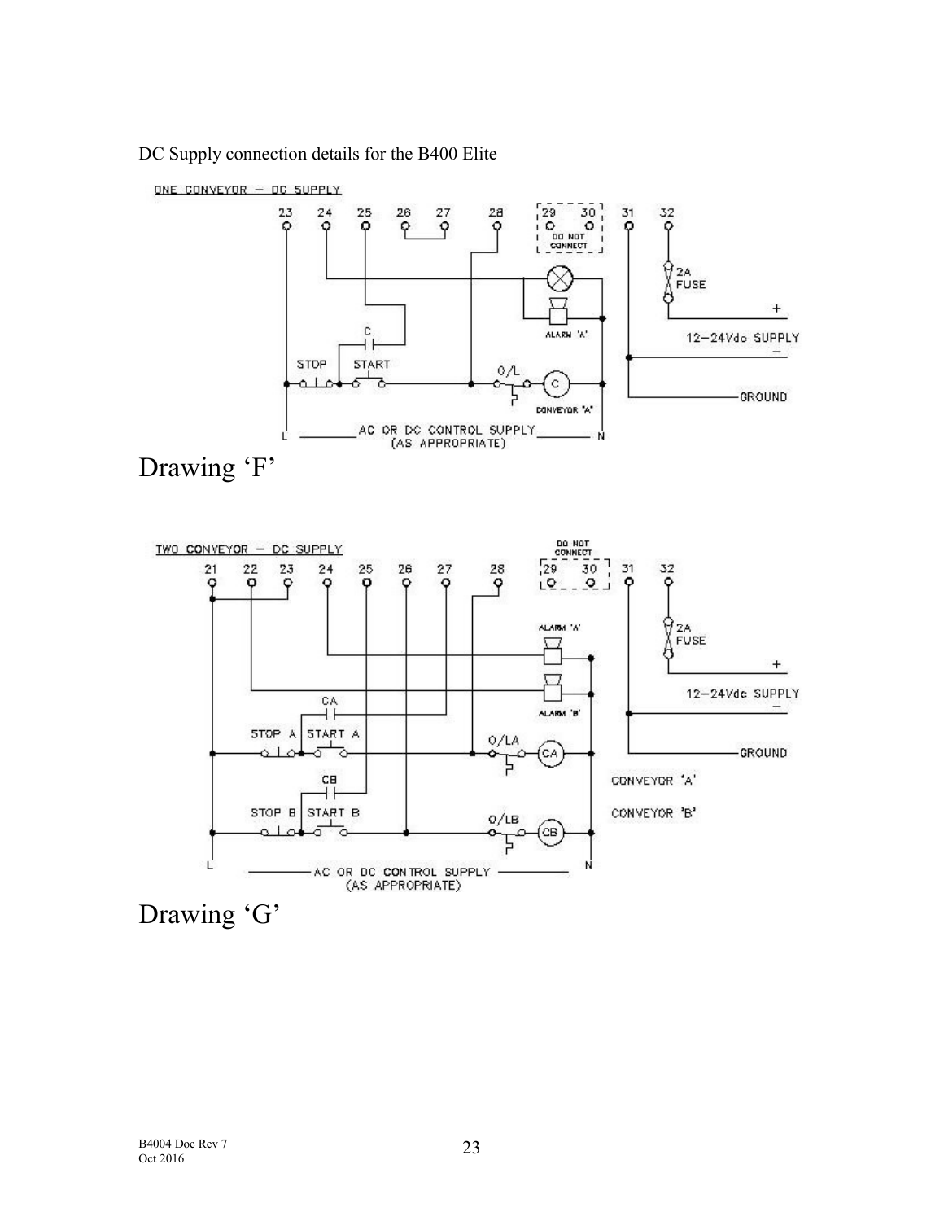DC Supply connection details for the B400 Elite

ONE CONVEYOR – DC SUPPLY

23 24 25 26 27 28 29 30 31 32

DO NOT CONNECT

2A FUSE

+

12–24Vdc SUPPLY

–

GROUND

C

ALARM 'A'

STOP START

O/L

C

CONVEYOR "A"

L AC OR DC CONTROL SUPPLY (AS APPROPRIATE) N

Drawing 'F'

TWO CONVEYOR – DC SUPPLY

DO NOT CONNECT

21 22 23 24 25 26 27 28 29 30 31 32

ALARM 'A'

2A FUSE

+

12–24Vdc SUPPLY

–

ALARM 'B'

CA

STOP A START A

O/LA

CA

GROUND

CONVEYOR 'A'

CB

STOP B START B

O/LB

CB

CONVEYOR 'B'

L AC OR DC CONTROL SUPPLY (AS APPROPRIATE) N

Drawing 'G'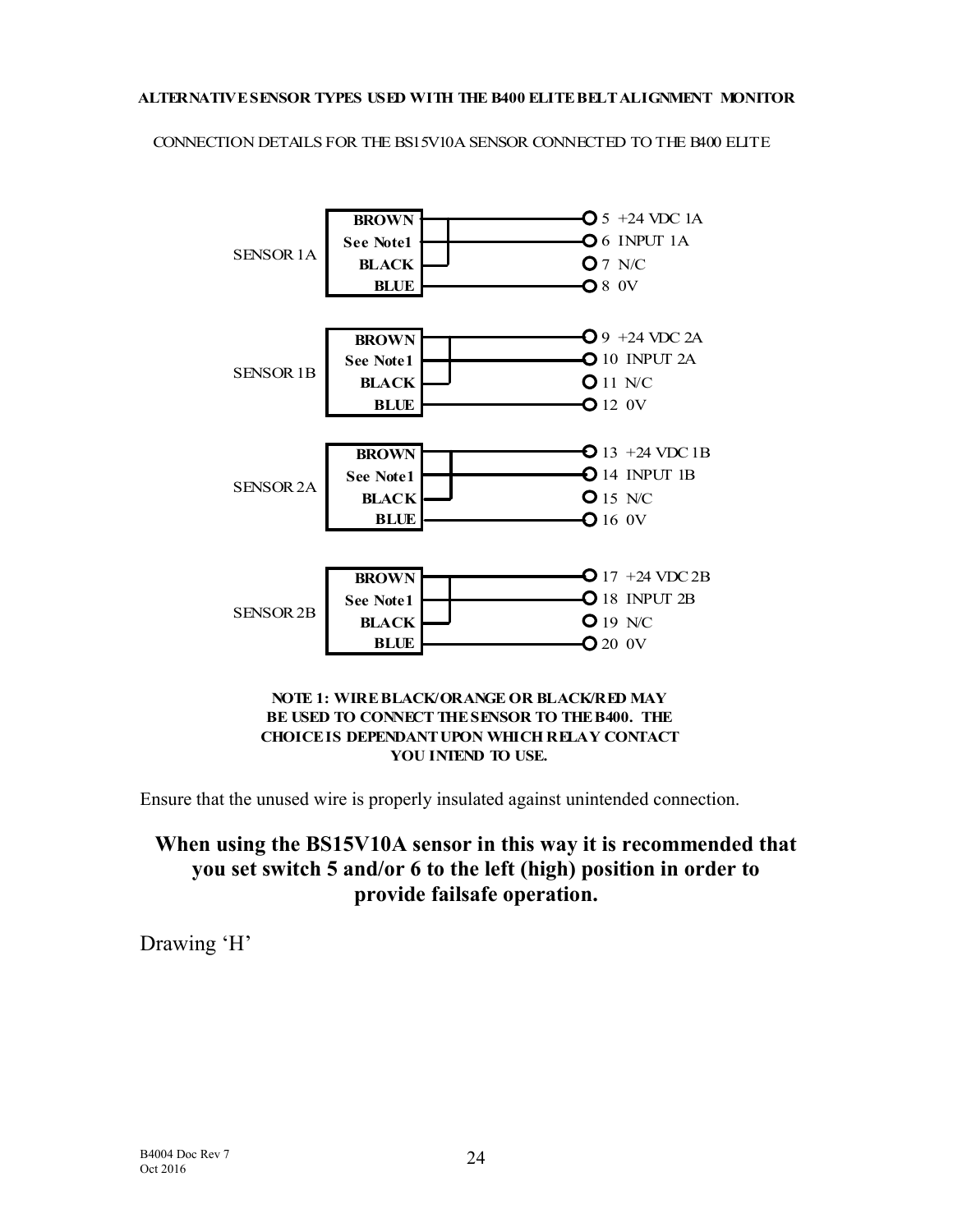**ALTERNATIVE SENSOR TYPES USED WITH THE B400 ELITE BELT ALIGNMENT MONITOR**

CONNECTION DETAILS FOR THE BS15V10A SENSOR CONNECTED TO THE B400 ELITE

| Sensor | Wire | Terminal |
| --- | --- | --- |
| SENSOR 1A | BROWN | 5 +24 VDC 1A |
| | See Note1 | 6 INPUT 1A |
| | BLACK | 7 N/C |
| | BLUE | 8 0V |
| SENSOR 1B | BROWN | 9 +24 VDC 2A |
| | See Note1 | 10 INPUT 2A |
| | BLACK | 11 N/C |
| | BLUE | 12 0V |
| SENSOR 2A | BROWN | 13 +24 VDC 1B |
| | See Note1 | 14 INPUT 1B |
| | BLACK | 15 N/C |
| | BLUE | 16 0V |
| SENSOR 2B | BROWN | 17 +24 VDC 2B |
| | See Note1 | 18 INPUT 2B |
| | BLACK | 19 N/C |
| | BLUE | 20 0V |

**NOTE 1: WIRE BLACK/ORANGE OR BLACK/RED MAY BE USED TO CONNECT THE SENSOR TO THE B400. THE CHOICE IS DEPENDANT UPON WHICH RELAY CONTACT YOU INTEND TO USE.**

Ensure that the unused wire is properly insulated against unintended connection.

**When using the BS15V10A sensor in this way it is recommended that you set switch 5 and/or 6 to the left (high) position in order to provide failsafe operation.**

Drawing 'H'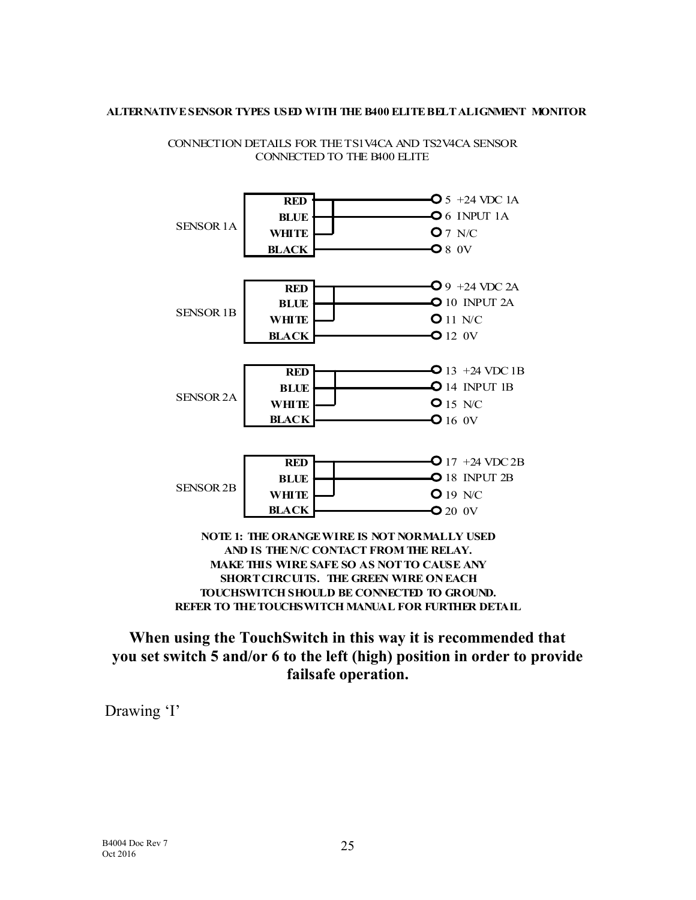**ALTERNATIVE SENSOR TYPES USED WITH THE B400 ELITE BELT ALIGNMENT MONITOR**

CONNECTION DETAILS FOR THE TS1V4CA AND TS2V4CA SENSOR CONNECTED TO THE B400 ELITE

SENSOR 1A

- RED — 5 +24 VDC 1A
- BLUE — 6 INPUT 1A
- WHITE
- BLACK — 8 0V
- 7 N/C

SENSOR 1B

- RED — 9 +24 VDC 2A
- BLUE — 10 INPUT 2A
- WHITE
- BLACK — 12 0V
- 11 N/C

SENSOR 2A

- RED — 13 +24 VDC 1B
- BLUE — 14 INPUT 1B
- WHITE
- BLACK — 16 0V
- 15 N/C

SENSOR 2B

- RED — 17 +24 VDC 2B
- BLUE — 18 INPUT 2B
- WHITE
- BLACK — 20 0V
- 19 N/C

**NOTE 1: THE ORANGE WIRE IS NOT NORMALLY USED AND IS THE N/C CONTACT FROM THE RELAY. MAKE THIS WIRE SAFE SO AS NOT TO CAUSE ANY SHORT CIRCUITS. THE GREEN WIRE ON EACH TOUCHSWITCH SHOULD BE CONNECTED TO GROUND. REFER TO THE TOUCHSWITCH MANUAL FOR FURTHER DETAIL**

**When using the TouchSwitch in this way it is recommended that you set switch 5 and/or 6 to the left (high) position in order to provide failsafe operation.**

Drawing 'I'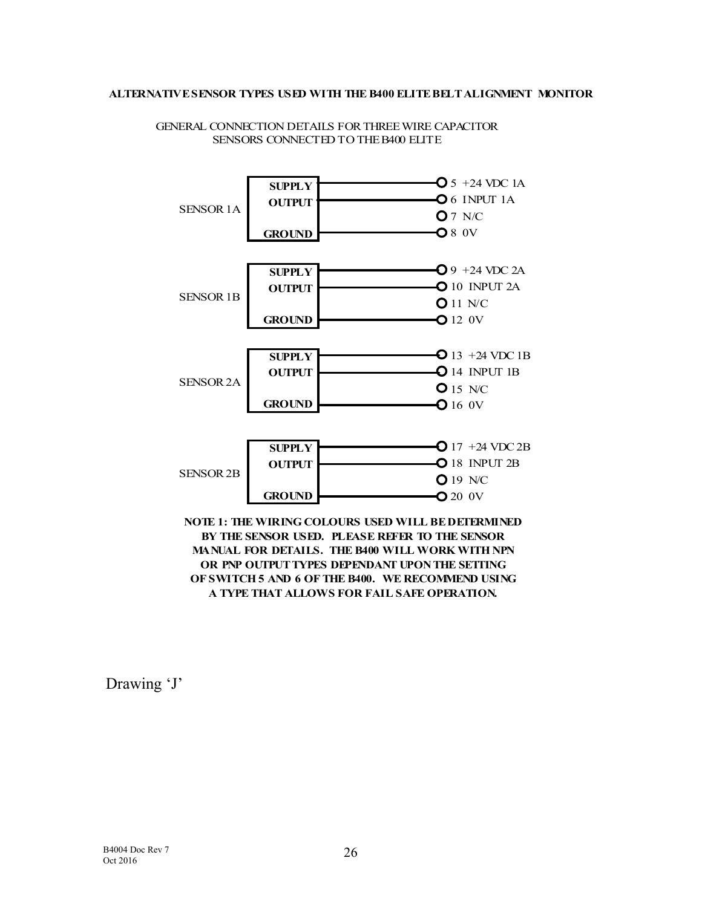**ALTERNATIVE SENSOR TYPES USED WITH THE B400 ELITE BELT ALIGNMENT MONITOR**

GENERAL CONNECTION DETAILS FOR THREE WIRE CAPACITOR SENSORS CONNECTED TO THE B400 ELITE

| Sensor | Sensor Wire | Terminal |
| --- | --- | --- |
| SENSOR 1A | SUPPLY | 5 +24 VDC 1A |
| | OUTPUT | 6 INPUT 1A |
| | | 7 N/C |
| | GROUND | 8 0V |
| SENSOR 1B | SUPPLY | 9 +24 VDC 2A |
| | OUTPUT | 10 INPUT 2A |
| | | 11 N/C |
| | GROUND | 12 0V |
| SENSOR 2A | SUPPLY | 13 +24 VDC 1B |
| | OUTPUT | 14 INPUT 1B |
| | | 15 N/C |
| | GROUND | 16 0V |
| SENSOR 2B | SUPPLY | 17 +24 VDC 2B |
| | OUTPUT | 18 INPUT 2B |
| | | 19 N/C |
| | GROUND | 20 0V |

**NOTE 1: THE WIRING COLOURS USED WILL BE DETERMINED BY THE SENSOR USED. PLEASE REFER TO THE SENSOR MANUAL FOR DETAILS. THE B400 WILL WORK WITH NPN OR PNP OUTPUT TYPES DEPENDANT UPON THE SETTING OF SWITCH 5 AND 6 OF THE B400. WE RECOMMEND USING A TYPE THAT ALLOWS FOR FAIL SAFE OPERATION.**

Drawing 'J'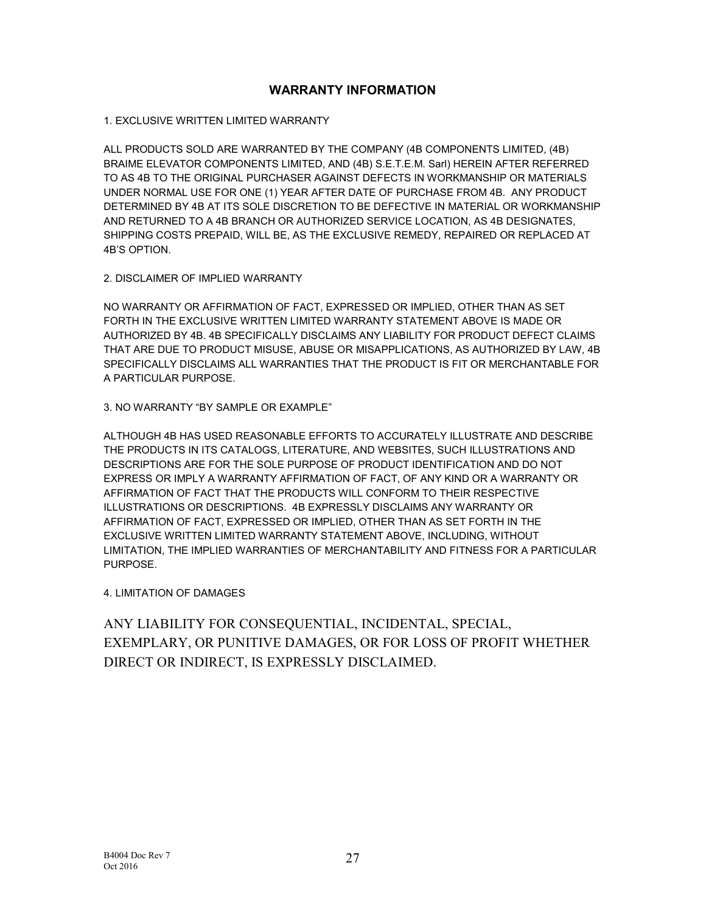## WARRANTY INFORMATION

1. EXCLUSIVE WRITTEN LIMITED WARRANTY

ALL PRODUCTS SOLD ARE WARRANTED BY THE COMPANY (4B COMPONENTS LIMITED, (4B) BRAIME ELEVATOR COMPONENTS LIMITED, AND (4B) S.E.T.E.M. Sarl) HEREIN AFTER REFERRED TO AS 4B TO THE ORIGINAL PURCHASER AGAINST DEFECTS IN WORKMANSHIP OR MATERIALS UNDER NORMAL USE FOR ONE (1) YEAR AFTER DATE OF PURCHASE FROM 4B. ANY PRODUCT DETERMINED BY 4B AT ITS SOLE DISCRETION TO BE DEFECTIVE IN MATERIAL OR WORKMANSHIP AND RETURNED TO A 4B BRANCH OR AUTHORIZED SERVICE LOCATION, AS 4B DESIGNATES, SHIPPING COSTS PREPAID, WILL BE, AS THE EXCLUSIVE REMEDY, REPAIRED OR REPLACED AT 4B'S OPTION.

2. DISCLAIMER OF IMPLIED WARRANTY

NO WARRANTY OR AFFIRMATION OF FACT, EXPRESSED OR IMPLIED, OTHER THAN AS SET FORTH IN THE EXCLUSIVE WRITTEN LIMITED WARRANTY STATEMENT ABOVE IS MADE OR AUTHORIZED BY 4B. 4B SPECIFICALLY DISCLAIMS ANY LIABILITY FOR PRODUCT DEFECT CLAIMS THAT ARE DUE TO PRODUCT MISUSE, ABUSE OR MISAPPLICATIONS, AS AUTHORIZED BY LAW, 4B SPECIFICALLY DISCLAIMS ALL WARRANTIES THAT THE PRODUCT IS FIT OR MERCHANTABLE FOR A PARTICULAR PURPOSE.

3. NO WARRANTY "BY SAMPLE OR EXAMPLE"

ALTHOUGH 4B HAS USED REASONABLE EFFORTS TO ACCURATELY ILLUSTRATE AND DESCRIBE THE PRODUCTS IN ITS CATALOGS, LITERATURE, AND WEBSITES, SUCH ILLUSTRATIONS AND DESCRIPTIONS ARE FOR THE SOLE PURPOSE OF PRODUCT IDENTIFICATION AND DO NOT EXPRESS OR IMPLY A WARRANTY AFFIRMATION OF FACT, OF ANY KIND OR A WARRANTY OR AFFIRMATION OF FACT THAT THE PRODUCTS WILL CONFORM TO THEIR RESPECTIVE ILLUSTRATIONS OR DESCRIPTIONS. 4B EXPRESSLY DISCLAIMS ANY WARRANTY OR AFFIRMATION OF FACT, EXPRESSED OR IMPLIED, OTHER THAN AS SET FORTH IN THE EXCLUSIVE WRITTEN LIMITED WARRANTY STATEMENT ABOVE, INCLUDING, WITHOUT LIMITATION, THE IMPLIED WARRANTIES OF MERCHANTABILITY AND FITNESS FOR A PARTICULAR PURPOSE.

4. LIMITATION OF DAMAGES

ANY LIABILITY FOR CONSEQUENTIAL, INCIDENTAL, SPECIAL, EXEMPLARY, OR PUNITIVE DAMAGES, OR FOR LOSS OF PROFIT WHETHER DIRECT OR INDIRECT, IS EXPRESSLY DISCLAIMED.